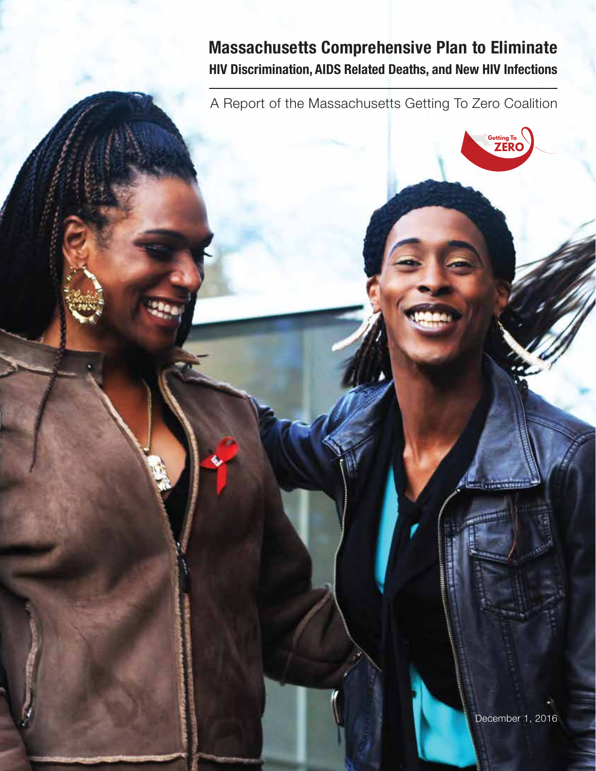# Massachusetts Comprehensive Plan to Eliminate

## HIV Discrimination, AIDS Related Deaths, and New HIV Infections

A Report of the Massachusetts Getting To Zero Coalition

Getting To ZERO

December 1, 2016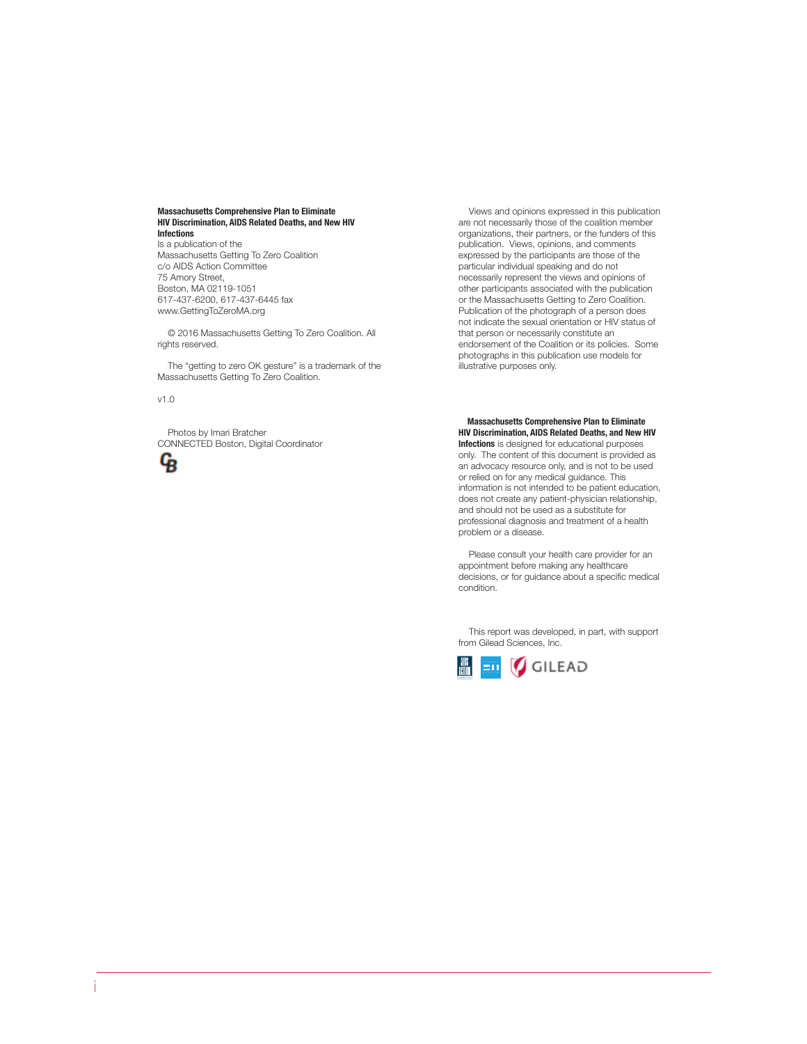**Massachusetts Comprehensive Plan to Eliminate HIV Discrimination, AIDS Related Deaths, and New HIV Infections**
Is a publication of the
Massachusetts Getting To Zero Coalition
c/o AIDS Action Committee
75 Amory Street,
Boston, MA 02119-1051
617-437-6200, 617-437-6445 fax
www.GettingToZeroMA.org

© 2016 Massachusetts Getting To Zero Coalition. All rights reserved.

The "getting to zero OK gesture" is a trademark of the Massachusetts Getting To Zero Coalition.

v1.0

Photos by Imari Bratcher
CONNECTED Boston, Digital Coordinator

Views and opinions expressed in this publication are not necessarily those of the coalition member organizations, their partners, or the funders of this publication. Views, opinions, and comments expressed by the participants are those of the particular individual speaking and do not necessarily represent the views and opinions of other participants associated with the publication or the Massachusetts Getting to Zero Coalition. Publication of the photograph of a person does not indicate the sexual orientation or HIV status of that person or necessarily constitute an endorsement of the Coalition or its policies. Some photographs in this publication use models for illustrative purposes only.

**Massachusetts Comprehensive Plan to Eliminate HIV Discrimination, AIDS Related Deaths, and New HIV Infections** is designed for educational purposes only. The content of this document is provided as an advocacy resource only, and is not to be used or relied on for any medical guidance. This information is not intended to be patient education, does not create any patient-physician relationship, and should not be used as a substitute for professional diagnosis and treatment of a health problem or a disease.

Please consult your health care provider for an appointment before making any healthcare decisions, or for guidance about a specific medical condition.

This report was developed, in part, with support from Gilead Sciences, Inc.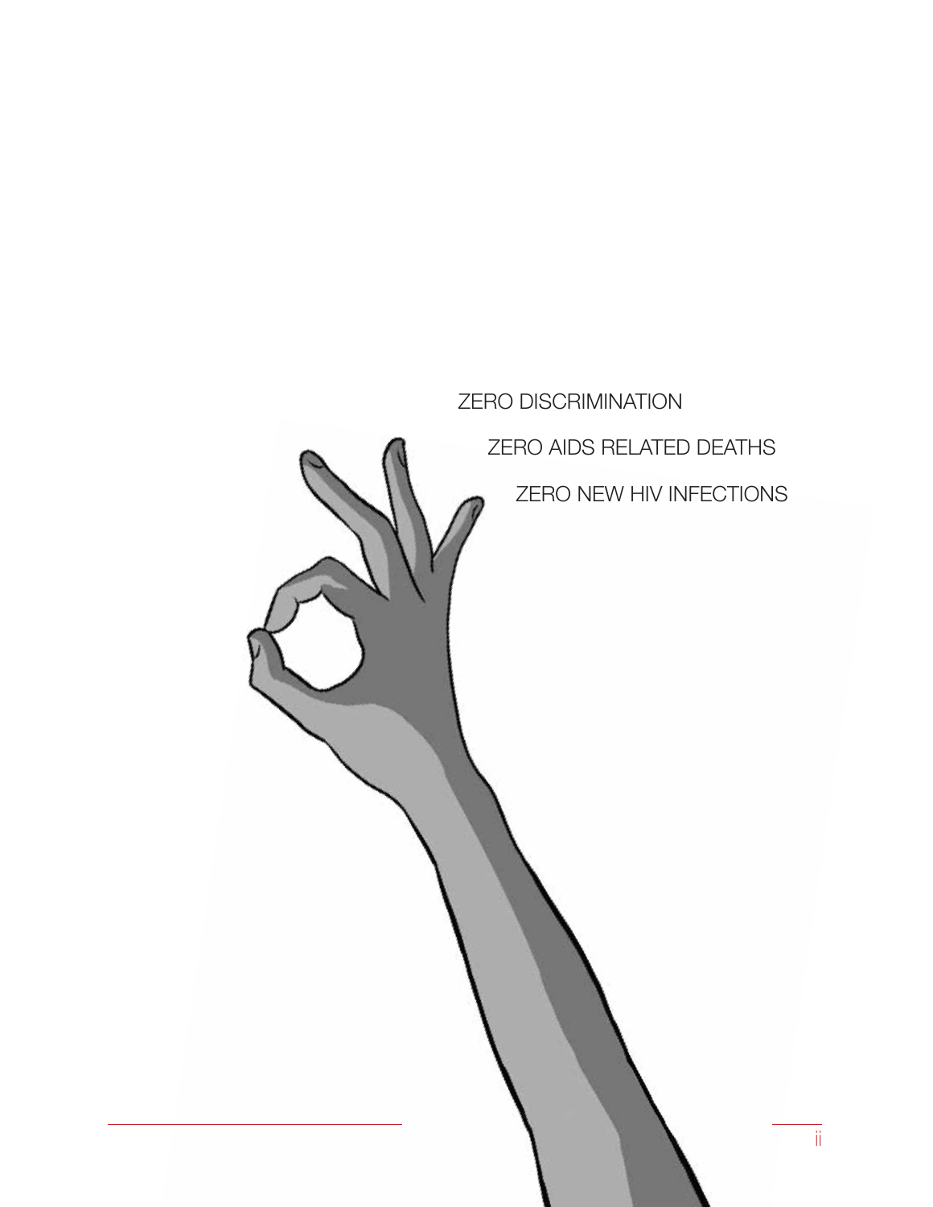ZERO DISCRIMINATION

ZERO AIDS RELATED DEATHS

ZERO NEW HIV INFECTIONS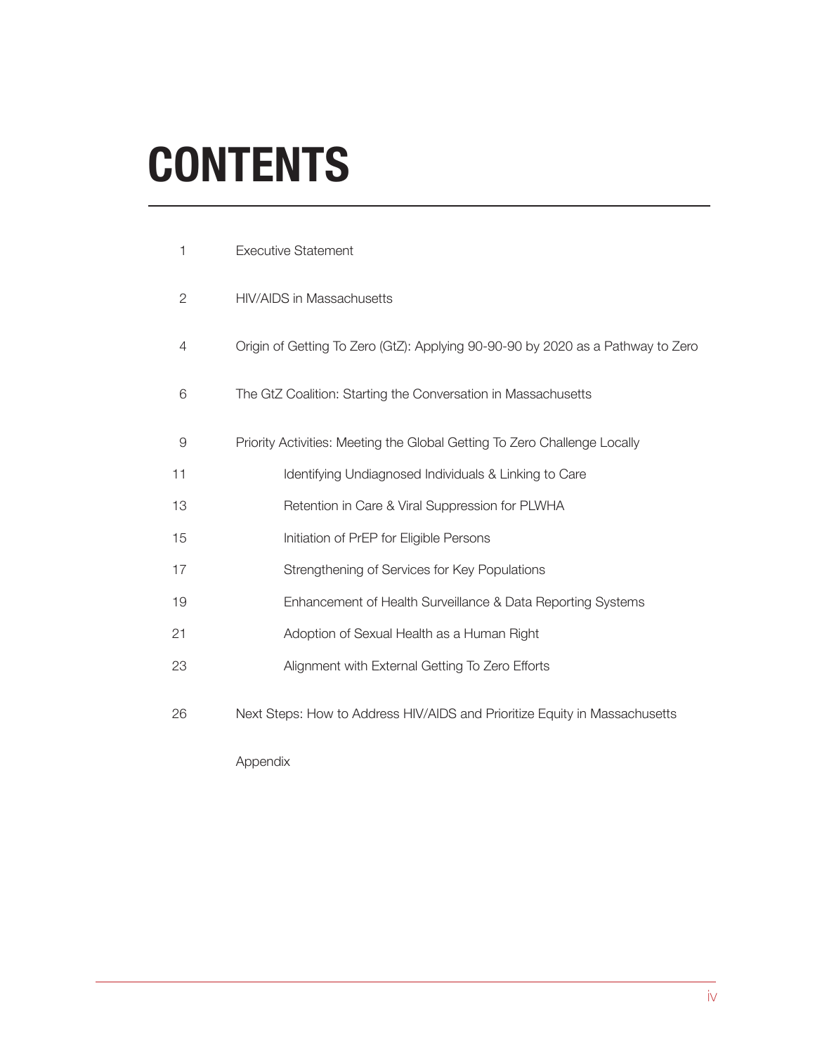# CONTENTS

| | |
|---|---|
| 1 | Executive Statement |
| 2 | HIV/AIDS in Massachusetts |
| 4 | Origin of Getting To Zero (GtZ): Applying 90-90-90 by 2020 as a Pathway to Zero |
| 6 | The GtZ Coalition: Starting the Conversation in Massachusetts |
| 9 | Priority Activities: Meeting the Global Getting To Zero Challenge Locally |
| 11 | Identifying Undiagnosed Individuals & Linking to Care |
| 13 | Retention in Care & Viral Suppression for PLWHA |
| 15 | Initiation of PrEP for Eligible Persons |
| 17 | Strengthening of Services for Key Populations |
| 19 | Enhancement of Health Surveillance & Data Reporting Systems |
| 21 | Adoption of Sexual Health as a Human Right |
| 23 | Alignment with External Getting To Zero Efforts |
| 26 | Next Steps: How to Address HIV/AIDS and Prioritize Equity in Massachusetts |
| | Appendix |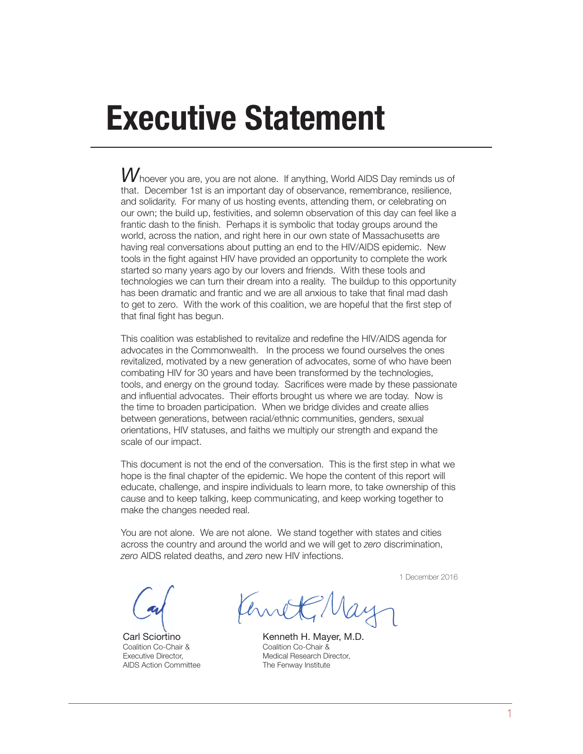# Executive Statement

*W*hoever you are, you are not alone. If anything, World AIDS Day reminds us of that. December 1st is an important day of observance, remembrance, resilience, and solidarity. For many of us hosting events, attending them, or celebrating on our own; the build up, festivities, and solemn observation of this day can feel like a frantic dash to the finish. Perhaps it is symbolic that today groups around the world, across the nation, and right here in our own state of Massachusetts are having real conversations about putting an end to the HIV/AIDS epidemic. New tools in the fight against HIV have provided an opportunity to complete the work started so many years ago by our lovers and friends. With these tools and technologies we can turn their dream into a reality. The buildup to this opportunity has been dramatic and frantic and we are all anxious to take that final mad dash to get to zero. With the work of this coalition, we are hopeful that the first step of that final fight has begun.

This coalition was established to revitalize and redefine the HIV/AIDS agenda for advocates in the Commonwealth. In the process we found ourselves the ones revitalized, motivated by a new generation of advocates, some of who have been combating HIV for 30 years and have been transformed by the technologies, tools, and energy on the ground today. Sacrifices were made by these passionate and influential advocates. Their efforts brought us where we are today. Now is the time to broaden participation. When we bridge divides and create allies between generations, between racial/ethnic communities, genders, sexual orientations, HIV statuses, and faiths we multiply our strength and expand the scale of our impact.

This document is not the end of the conversation. This is the first step in what we hope is the final chapter of the epidemic. We hope the content of this report will educate, challenge, and inspire individuals to learn more, to take ownership of this cause and to keep talking, keep communicating, and keep working together to make the changes needed real.

You are not alone. We are not alone. We stand together with states and cities across the country and around the world and we will get to *zero* discrimination, *zero* AIDS related deaths, and *zero* new HIV infections.

1 December 2016

Carl Sciortino
Coalition Co-Chair &
Executive Director,
AIDS Action Committee

Kenneth H. Mayer, M.D.
Coalition Co-Chair &
Medical Research Director,
The Fenway Institute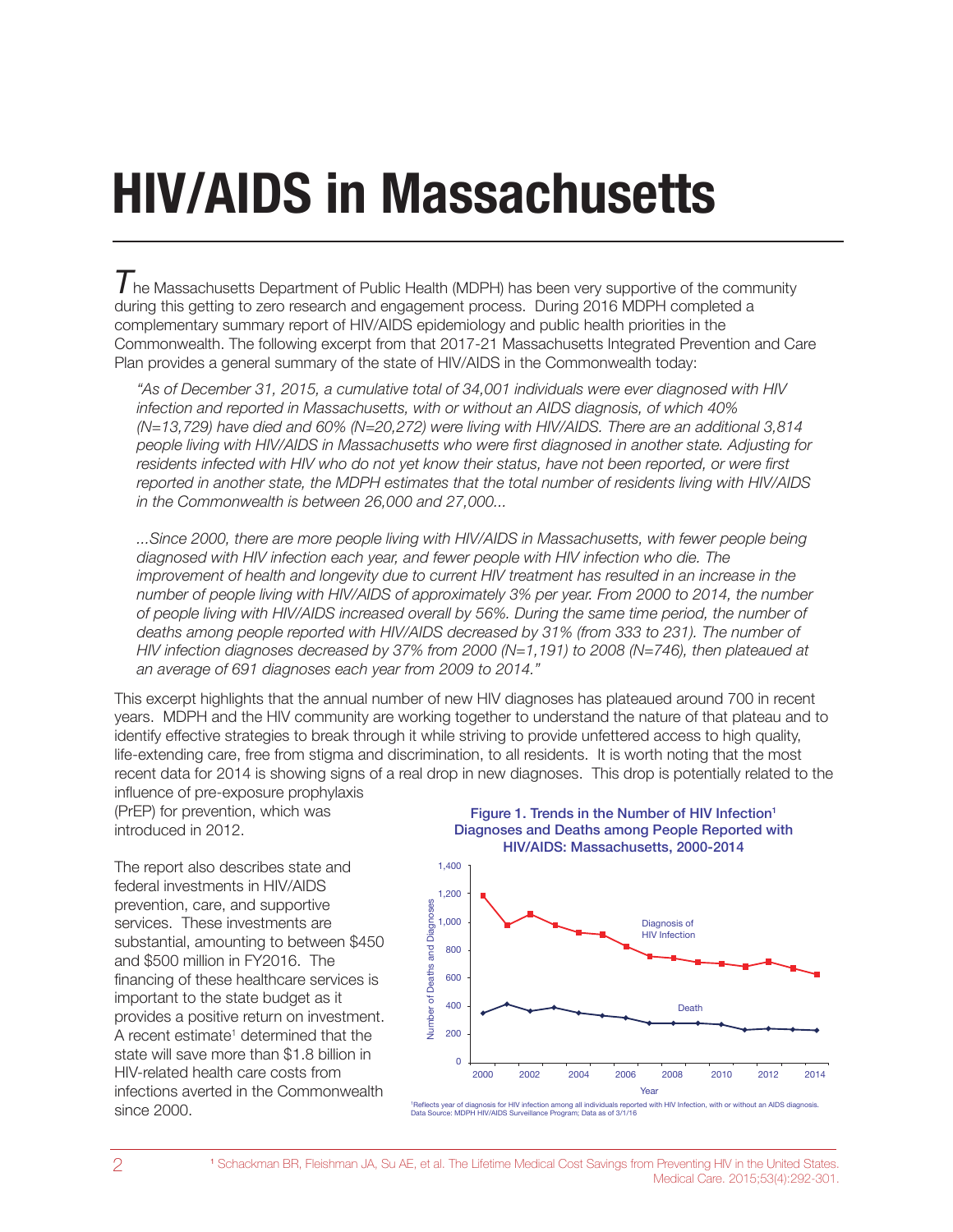# HIV/AIDS in Massachusetts

The Massachusetts Department of Public Health (MDPH) has been very supportive of the community during this getting to zero research and engagement process. During 2016 MDPH completed a complementary summary report of HIV/AIDS epidemiology and public health priorities in the Commonwealth. The following excerpt from that 2017-21 Massachusetts Integrated Prevention and Care Plan provides a general summary of the state of HIV/AIDS in the Commonwealth today:

> *"As of December 31, 2015, a cumulative total of 34,001 individuals were ever diagnosed with HIV infection and reported in Massachusetts, with or without an AIDS diagnosis, of which 40% (N=13,729) have died and 60% (N=20,272) were living with HIV/AIDS. There are an additional 3,814 people living with HIV/AIDS in Massachusetts who were first diagnosed in another state. Adjusting for residents infected with HIV who do not yet know their status, have not been reported, or were first reported in another state, the MDPH estimates that the total number of residents living with HIV/AIDS in the Commonwealth is between 26,000 and 27,000...*
>
> *...Since 2000, there are more people living with HIV/AIDS in Massachusetts, with fewer people being diagnosed with HIV infection each year, and fewer people with HIV infection who die. The improvement of health and longevity due to current HIV treatment has resulted in an increase in the number of people living with HIV/AIDS of approximately 3% per year. From 2000 to 2014, the number of people living with HIV/AIDS increased overall by 56%. During the same time period, the number of deaths among people reported with HIV/AIDS decreased by 31% (from 333 to 231). The number of HIV infection diagnoses decreased by 37% from 2000 (N=1,191) to 2008 (N=746), then plateaued at an average of 691 diagnoses each year from 2009 to 2014."*

This excerpt highlights that the annual number of new HIV diagnoses has plateaued around 700 in recent years. MDPH and the HIV community are working together to understand the nature of that plateau and to identify effective strategies to break through it while striving to provide unfettered access to high quality, life-extending care, free from stigma and discrimination, to all residents. It is worth noting that the most recent data for 2014 is showing signs of a real drop in new diagnoses. This drop is potentially related to the influence of pre-exposure prophylaxis (PrEP) for prevention, which was introduced in 2012.

The report also describes state and federal investments in HIV/AIDS prevention, care, and supportive services. These investments are substantial, amounting to between $450 and $500 million in FY2016. The financing of these healthcare services is important to the state budget as it provides a positive return on investment. A recent estimate[1] determined that the state will save more than $1.8 billion in HIV-related health care costs from infections averted in the Commonwealth since 2000.

**Figure 1. Trends in the Number of HIV Infection[1] Diagnoses and Deaths among People Reported with HIV/AIDS: Massachusetts, 2000-2014**

Number of Deaths and Diagnoses

1,400
1,200
1,000
800
600
400
200
0

2000 2002 2004 2006 2008 2010 2012 2014

Year

Diagnosis of HIV Infection

Death

[1]Reflects year of diagnosis for HIV infection among all individuals reported with HIV Infection, with or without an AIDS diagnosis.
Data Source: MDPH HIV/AIDS Surveillance Program; Data as of 3/1/16

[1] Schackman BR, Fleishman JA, Su AE, et al. The Lifetime Medical Cost Savings from Preventing HIV in the United States. Medical Care. 2015;53(4):292-301.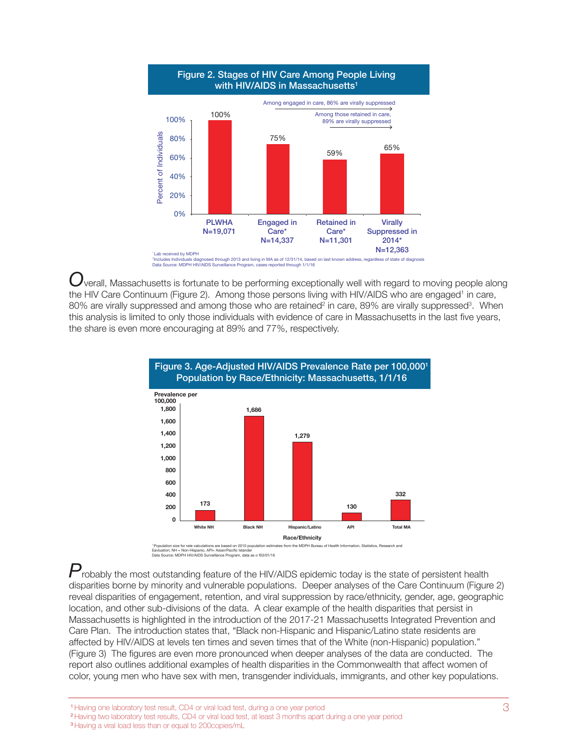**Figure 2. Stages of HIV Care Among People Living with HIV/AIDS in Massachusetts[1]**

Among engaged in care, 86% are virally suppressed

Among those retained in care, 89% are virally suppressed

Percent of Individuals

100%
80%
60%
40%
20%
0%

100%
PLWHA
N=19,071

75%
Engaged in Care*
N=14,337

59%
Retained in Care*
N=11,301

65%
Virally Suppressed in 2014*
N=12,363

* Lab received by MDPH
[1]Includes individuals diagnosed through 2013 and living in MA as of 12/31/14, based on last known address, regardless of state of diagnosis
Data Source: MDPH HIV/AIDS Surveillance Program, cases reported through 1/1/16

Overall, Massachusetts is fortunate to be performing exceptionally well with regard to moving people along the HIV Care Continuum (Figure 2). Among those persons living with HIV/AIDS who are engaged[1] in care, 80% are virally suppressed and among those who are retained[2] in care, 89% are virally suppressed[3]. When this analysis is limited to only those individuals with evidence of care in Massachusetts in the last five years, the share is even more encouraging at 89% and 77%, respectively.

**Figure 3. Age-Adjusted HIV/AIDS Prevalence Rate per 100,000[1] Population by Race/Ethnicity: Massachusetts, 1/1/16**

Prevalence per 100,000

1,800
1,600
1,400
1,200
1,000
800
600
400
200
0

173
White NH

1,686
Black NH

1,279
Hispanic/Latino

130
API

332
Total MA

Race/Ethnicity

[1] Population size for rate calculations are based on 2010 population estimates from the MDPH Bureau of Health Information, Statistics, Research and Eavluation; NH = Non-Hispanic, API= Asian/Pacific Islander
Data Source: MDPH HIV/AIDS Surveillance Program, data as o f03/01/16

Probably the most outstanding feature of the HIV/AIDS epidemic today is the state of persistent health disparities borne by minority and vulnerable populations. Deeper analyses of the Care Continuum (Figure 2) reveal disparities of engagement, retention, and viral suppression by race/ethnicity, gender, age, geographic location, and other sub-divisions of the data. A clear example of the health disparities that persist in Massachusetts is highlighted in the introduction of the 2017-21 Massachusetts Integrated Prevention and Care Plan. The introduction states that, "Black non-Hispanic and Hispanic/Latino state residents are affected by HIV/AIDS at levels ten times and seven times that of the White (non-Hispanic) population." (Figure 3) The figures are even more pronounced when deeper analyses of the data are conducted. The report also outlines additional examples of health disparities in the Commonwealth that affect women of color, young men who have sex with men, transgender individuals, immigrants, and other key populations.

[1] Having one laboratory test result, CD4 or viral load test, during a one year period
[2] Having two laboratory test results, CD4 or viral load test, at least 3 months apart during a one year period
[3] Having a viral load less than or equal to 200copies/mL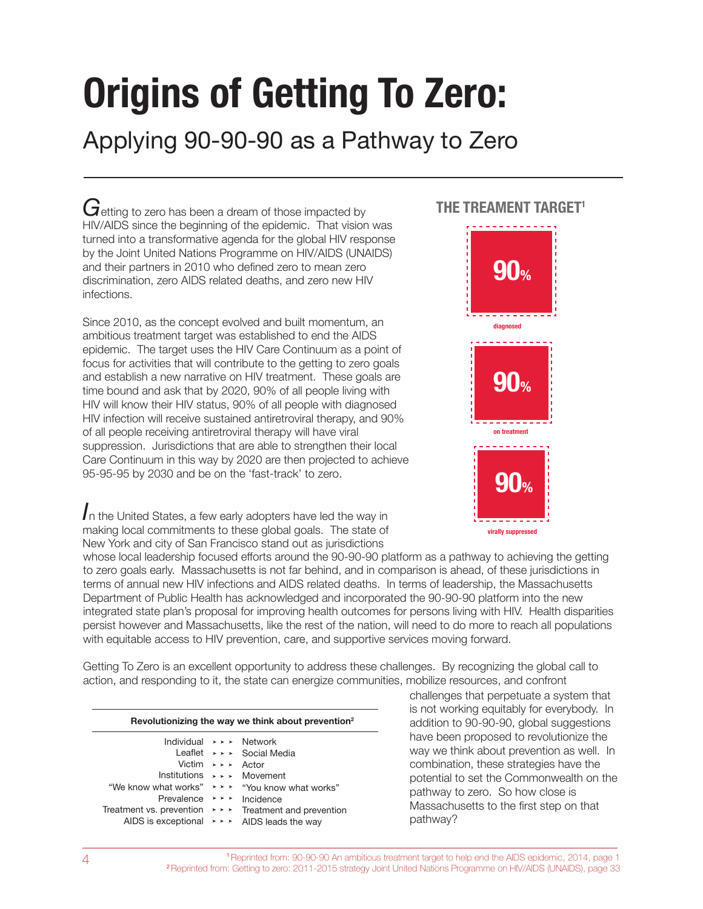# Origins of Getting To Zero:

## Applying 90-90-90 as a Pathway to Zero

Getting to zero has been a dream of those impacted by HIV/AIDS since the beginning of the epidemic. That vision was turned into a transformative agenda for the global HIV response by the Joint United Nations Programme on HIV/AIDS (UNAIDS) and their partners in 2010 who defined zero to mean zero discrimination, zero AIDS related deaths, and zero new HIV infections.

Since 2010, as the concept evolved and built momentum, an ambitious treatment target was established to end the AIDS epidemic. The target uses the HIV Care Continuum as a point of focus for activities that will contribute to the getting to zero goals and establish a new narrative on HIV treatment. These goals are time bound and ask that by 2020, 90% of all people living with HIV will know their HIV status, 90% of all people with diagnosed HIV infection will receive sustained antiretroviral therapy, and 90% of all people receiving antiretroviral therapy will have viral suppression. Jurisdictions that are able to strengthen their local Care Continuum in this way by 2020 are then projected to achieve 95-95-95 by 2030 and be on the 'fast-track' to zero.

### THE TREAMENT TARGET[1]

90%

diagnosed

90%

on treatment

90%

virally suppressed

In the United States, a few early adopters have led the way in making local commitments to these global goals. The state of New York and city of San Francisco stand out as jurisdictions whose local leadership focused efforts around the 90-90-90 platform as a pathway to achieving the getting to zero goals early. Massachusetts is not far behind, and in comparison is ahead, of these jurisdictions in terms of annual new HIV infections and AIDS related deaths. In terms of leadership, the Massachusetts Department of Public Health has acknowledged and incorporated the 90-90-90 platform into the new integrated state plan's proposal for improving health outcomes for persons living with HIV. Health disparities persist however and Massachusetts, like the rest of the nation, will need to do more to reach all populations with equitable access to HIV prevention, care, and supportive services moving forward.

Getting To Zero is an excellent opportunity to address these challenges. By recognizing the global call to action, and responding to it, the state can energize communities, mobilize resources, and confront challenges that perpetuate a system that is not working equitably for everybody. In addition to 90-90-90, global suggestions have been proposed to revolutionize the way we think about prevention as well. In combination, these strategies have the potential to set the Commonwealth on the pathway to zero. So how close is Massachusetts to the first step on that pathway?

**Revolutionizing the way we think about prevention[2]**

| | | |
|---|---|---|
| Individual | ‣ ‣ ‣ | Network |
| Leaflet | ‣ ‣ ‣ | Social Media |
| Victim | ‣ ‣ ‣ | Actor |
| Institutions | ‣ ‣ ‣ | Movement |
| "We know what works" | ‣ ‣ ‣ | "You know what works" |
| Prevalence | ‣ ‣ ‣ | Incidence |
| Treatment vs. prevention | ‣ ‣ ‣ | Treatment and prevention |
| AIDS is exceptional | ‣ ‣ ‣ | AIDS leads the way |

[1] Reprinted from: 90-90-90 An ambitious treatment target to help end the AIDS epidemic, 2014, page 1
[2] Reprinted from: Getting to zero: 2011-2015 strategy Joint United Nations Programme on HIV/AIDS (UNAIDS), page 33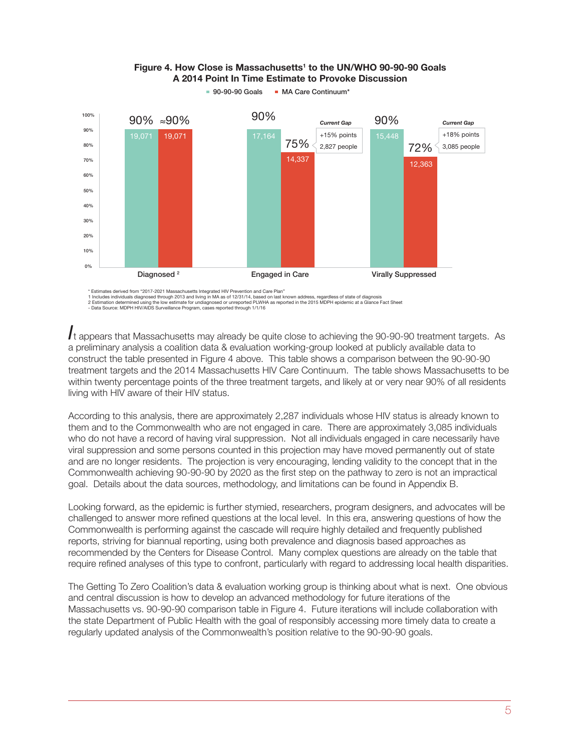**Figure 4. How Close is Massachusetts[1] to the UN/WHO 90-90-90 Goals**
**A 2014 Point In Time Estimate to Provoke Discussion**

90-90-90 Goals
MA Care Continuum*

100%
90%
80%
70%
60%
50%
40%
30%
20%
10%
0%

Diagnosed [2]
90% ≈90%
19,071 19,071

Engaged in Care
90% 75%
17,164 14,337
Current Gap
+15% points
2,827 people

Virally Suppressed
90% 72%
15,448 12,363
Current Gap
+18% points
3,085 people

\* Estimates derived from "2017-2021 Massachusetts Integrated HIV Prevention and Care Plan"
1 Includes individuals diagnosed through 2013 and living in MA as of 12/31/14, based on last known address, regardless of state of diagnosis
2 Estimation determined using the low estimate for undiagnosed or unreported PLWHA as reported in the 2015 MDPH epidemic at a Glance Fact Sheet
\- Data Source: MDPH HIV/AIDS Surveillance Program, cases reported through 1/1/16

It appears that Massachusetts may already be quite close to achieving the 90-90-90 treatment targets. As a preliminary analysis a coalition data & evaluation working-group looked at publicly available data to construct the table presented in Figure 4 above. This table shows a comparison between the 90-90-90 treatment targets and the 2014 Massachusetts HIV Care Continuum. The table shows Massachusetts to be within twenty percentage points of the three treatment targets, and likely at or very near 90% of all residents living with HIV aware of their HIV status.

According to this analysis, there are approximately 2,287 individuals whose HIV status is already known to them and to the Commonwealth who are not engaged in care. There are approximately 3,085 individuals who do not have a record of having viral suppression. Not all individuals engaged in care necessarily have viral suppression and some persons counted in this projection may have moved permanently out of state and are no longer residents. The projection is very encouraging, lending validity to the concept that in the Commonwealth achieving 90-90-90 by 2020 as the first step on the pathway to zero is not an impractical goal. Details about the data sources, methodology, and limitations can be found in Appendix B.

Looking forward, as the epidemic is further stymied, researchers, program designers, and advocates will be challenged to answer more refined questions at the local level. In this era, answering questions of how the Commonwealth is performing against the cascade will require highly detailed and frequently published reports, striving for biannual reporting, using both prevalence and diagnosis based approaches as recommended by the Centers for Disease Control. Many complex questions are already on the table that require refined analyses of this type to confront, particularly with regard to addressing local health disparities.

The Getting To Zero Coalition's data & evaluation working group is thinking about what is next. One obvious and central discussion is how to develop an advanced methodology for future iterations of the Massachusetts vs. 90-90-90 comparison table in Figure 4. Future iterations will include collaboration with the state Department of Public Health with the goal of responsibly accessing more timely data to create a regularly updated analysis of the Commonwealth's position relative to the 90-90-90 goals.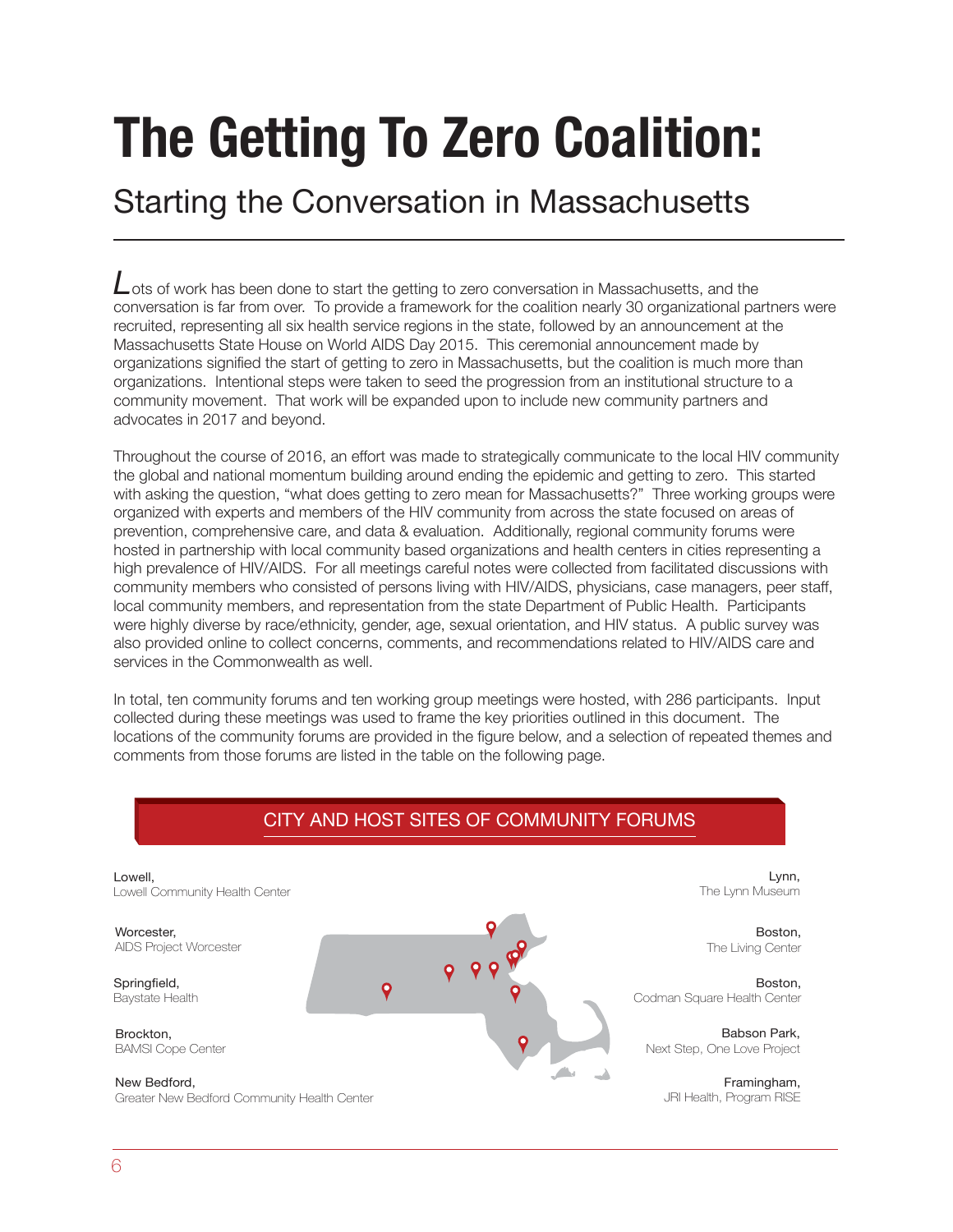# The Getting To Zero Coalition:

## Starting the Conversation in Massachusetts

Lots of work has been done to start the getting to zero conversation in Massachusetts, and the conversation is far from over. To provide a framework for the coalition nearly 30 organizational partners were recruited, representing all six health service regions in the state, followed by an announcement at the Massachusetts State House on World AIDS Day 2015. This ceremonial announcement made by organizations signified the start of getting to zero in Massachusetts, but the coalition is much more than organizations. Intentional steps were taken to seed the progression from an institutional structure to a community movement. That work will be expanded upon to include new community partners and advocates in 2017 and beyond.

Throughout the course of 2016, an effort was made to strategically communicate to the local HIV community the global and national momentum building around ending the epidemic and getting to zero. This started with asking the question, "what does getting to zero mean for Massachusetts?" Three working groups were organized with experts and members of the HIV community from across the state focused on areas of prevention, comprehensive care, and data & evaluation. Additionally, regional community forums were hosted in partnership with local community based organizations and health centers in cities representing a high prevalence of HIV/AIDS. For all meetings careful notes were collected from facilitated discussions with community members who consisted of persons living with HIV/AIDS, physicians, case managers, peer staff, local community members, and representation from the state Department of Public Health. Participants were highly diverse by race/ethnicity, gender, age, sexual orientation, and HIV status. A public survey was also provided online to collect concerns, comments, and recommendations related to HIV/AIDS care and services in the Commonwealth as well.

In total, ten community forums and ten working group meetings were hosted, with 286 participants. Input collected during these meetings was used to frame the key priorities outlined in this document. The locations of the community forums are provided in the figure below, and a selection of repeated themes and comments from those forums are listed in the table on the following page.

### CITY AND HOST SITES OF COMMUNITY FORUMS

Lowell,
Lowell Community Health Center

Worcester,
AIDS Project Worcester

Springfield,
Baystate Health

Brockton,
BAMSI Cope Center

New Bedford,
Greater New Bedford Community Health Center

Lynn,
The Lynn Museum

Boston,
The Living Center

Boston,
Codman Square Health Center

Babson Park,
Next Step, One Love Project

Framingham,
JRI Health, Program RISE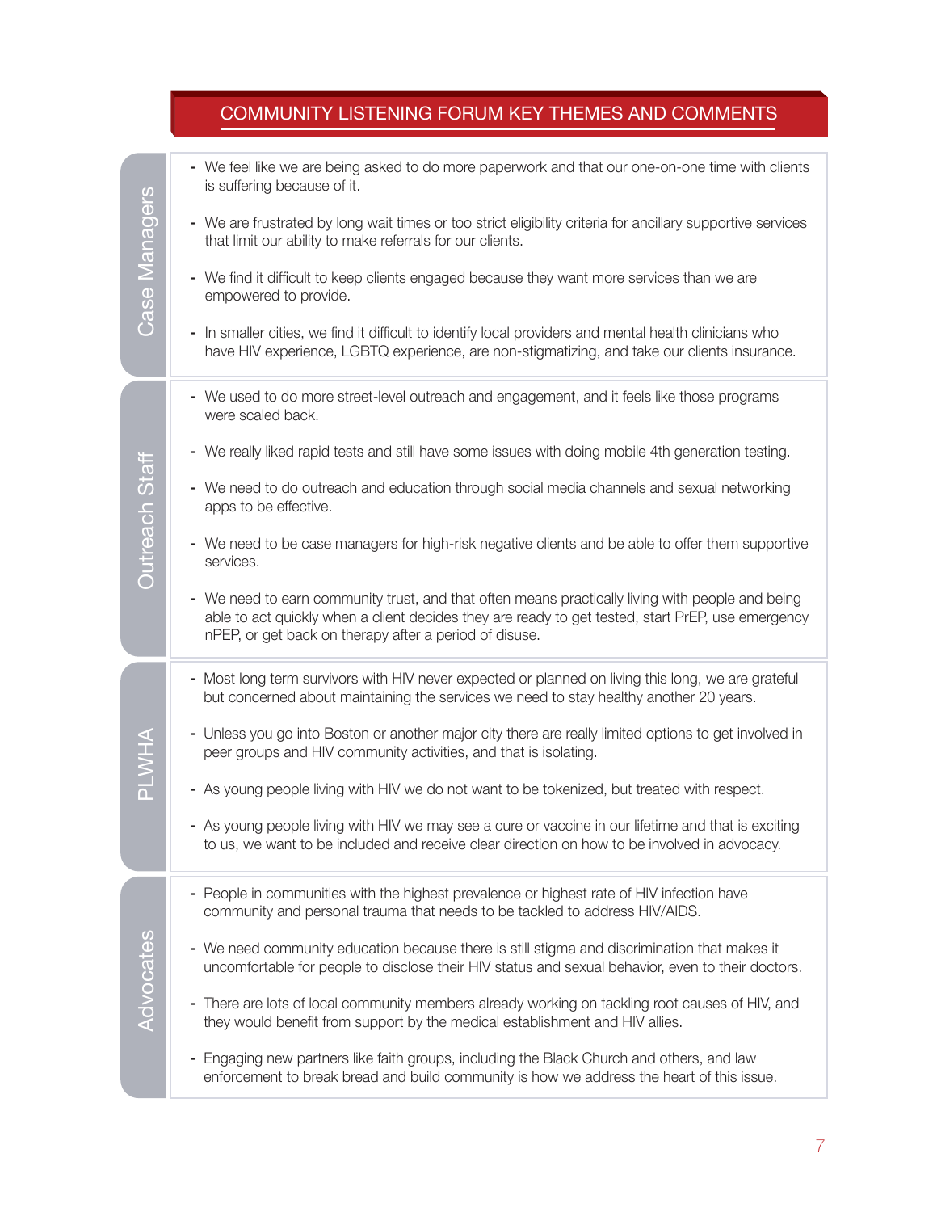## COMMUNITY LISTENING FORUM KEY THEMES AND COMMENTS

### Case Managers

- We feel like we are being asked to do more paperwork and that our one-on-one time with clients is suffering because of it.
- We are frustrated by long wait times or too strict eligibility criteria for ancillary supportive services that limit our ability to make referrals for our clients.
- We find it difficult to keep clients engaged because they want more services than we are empowered to provide.
- In smaller cities, we find it difficult to identify local providers and mental health clinicians who have HIV experience, LGBTQ experience, are non-stigmatizing, and take our clients insurance.

### Outreach Staff

- We used to do more street-level outreach and engagement, and it feels like those programs were scaled back.
- We really liked rapid tests and still have some issues with doing mobile 4th generation testing.
- We need to do outreach and education through social media channels and sexual networking apps to be effective.
- We need to be case managers for high-risk negative clients and be able to offer them supportive services.
- We need to earn community trust, and that often means practically living with people and being able to act quickly when a client decides they are ready to get tested, start PrEP, use emergency nPEP, or get back on therapy after a period of disuse.

### PLWHA

- Most long term survivors with HIV never expected or planned on living this long, we are grateful but concerned about maintaining the services we need to stay healthy another 20 years.
- Unless you go into Boston or another major city there are really limited options to get involved in peer groups and HIV community activities, and that is isolating.
- As young people living with HIV we do not want to be tokenized, but treated with respect.
- As young people living with HIV we may see a cure or vaccine in our lifetime and that is exciting to us, we want to be included and receive clear direction on how to be involved in advocacy.

### Advocates

- People in communities with the highest prevalence or highest rate of HIV infection have community and personal trauma that needs to be tackled to address HIV/AIDS.
- We need community education because there is still stigma and discrimination that makes it uncomfortable for people to disclose their HIV status and sexual behavior, even to their doctors.
- There are lots of local community members already working on tackling root causes of HIV, and they would benefit from support by the medical establishment and HIV allies.
- Engaging new partners like faith groups, including the Black Church and others, and law enforcement to break bread and build community is how we address the heart of this issue.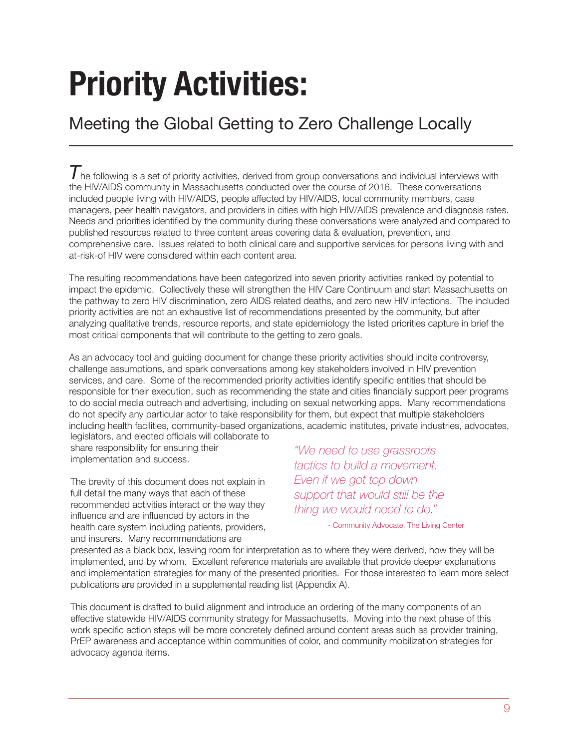# Priority Activities:

## Meeting the Global Getting to Zero Challenge Locally

The following is a set of priority activities, derived from group conversations and individual interviews with the HIV/AIDS community in Massachusetts conducted over the course of 2016. These conversations included people living with HIV/AIDS, people affected by HIV/AIDS, local community members, case managers, peer health navigators, and providers in cities with high HIV/AIDS prevalence and diagnosis rates. Needs and priorities identified by the community during these conversations were analyzed and compared to published resources related to three content areas covering data & evaluation, prevention, and comprehensive care. Issues related to both clinical care and supportive services for persons living with and at-risk-of HIV were considered within each content area.

The resulting recommendations have been categorized into seven priority activities ranked by potential to impact the epidemic. Collectively these will strengthen the HIV Care Continuum and start Massachusetts on the pathway to zero HIV discrimination, zero AIDS related deaths, and zero new HIV infections. The included priority activities are not an exhaustive list of recommendations presented by the community, but after analyzing qualitative trends, resource reports, and state epidemiology the listed priorities capture in brief the most critical components that will contribute to the getting to zero goals.

As an advocacy tool and guiding document for change these priority activities should incite controversy, challenge assumptions, and spark conversations among key stakeholders involved in HIV prevention services, and care. Some of the recommended priority activities identify specific entities that should be responsible for their execution, such as recommending the state and cities financially support peer programs to do social media outreach and advertising, including on sexual networking apps. Many recommendations do not specify any particular actor to take responsibility for them, but expect that multiple stakeholders including health facilities, community-based organizations, academic institutes, private industries, advocates, legislators, and elected officials will collaborate to share responsibility for ensuring their implementation and success.

The brevity of this document does not explain in full detail the many ways that each of these recommended activities interact or the way they influence and are influenced by actors in the health care system including patients, providers, and insurers. Many recommendations are presented as a black box, leaving room for interpretation as to where they were derived, how they will be implemented, and by whom. Excellent reference materials are available that provide deeper explanations and implementation strategies for many of the presented priorities. For those interested to learn more select publications are provided in a supplemental reading list (Appendix A).

> *"We need to use grassroots tactics to build a movement. Even if we got top down support that would still be the thing we would need to do."*
>
> \- Community Advocate, The Living Center

This document is drafted to build alignment and introduce an ordering of the many components of an effective statewide HIV/AIDS community strategy for Massachusetts. Moving into the next phase of this work specific action steps will be more concretely defined around content areas such as provider training, PrEP awareness and acceptance within communities of color, and community mobilization strategies for advocacy agenda items.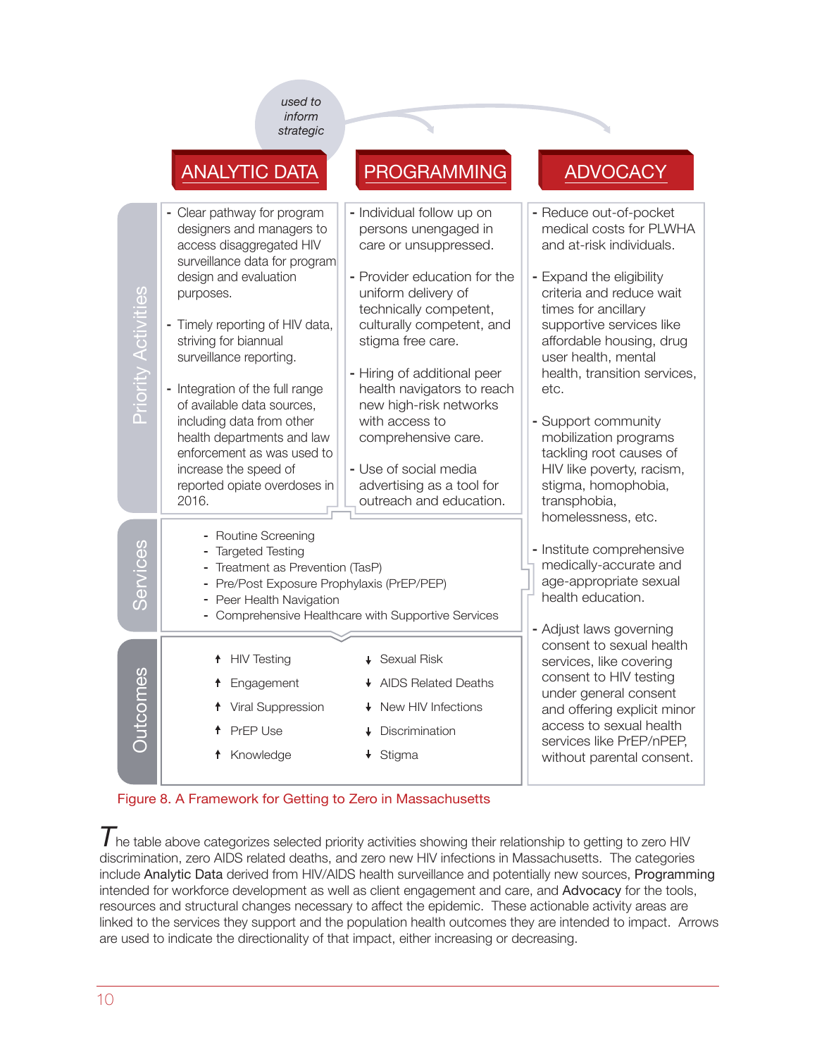used to inform strategic

## ANALYTIC DATA

### Priority Activities

- Clear pathway for program designers and managers to access disaggregated HIV surveillance data for program design and evaluation purposes.
- Timely reporting of HIV data, striving for biannual surveillance reporting.
- Integration of the full range of available data sources, including data from other health departments and law enforcement as was used to increase the speed of reported opiate overdoses in 2016.

## PROGRAMMING

### Priority Activities

- Individual follow up on persons unengaged in care or unsuppressed.
- Provider education for the uniform delivery of technically competent, culturally competent, and stigma free care.
- Hiring of additional peer health navigators to reach new high-risk networks with access to comprehensive care.
- Use of social media advertising as a tool for outreach and education.

## ADVOCACY

- Reduce out-of-pocket medical costs for PLWHA and at-risk individuals.
- Expand the eligibility criteria and reduce wait times for ancillary supportive services like affordable housing, drug user health, mental health, transition services, etc.
- Support community mobilization programs tackling root causes of HIV like poverty, racism, stigma, homophobia, transphobia, homelessness, etc.
- Institute comprehensive medically-accurate and age-appropriate sexual health education.
- Adjust laws governing consent to sexual health services, like covering consent to HIV testing under general consent and offering explicit minor access to sexual health services like PrEP/nPEP, without parental consent.

## Services

- Routine Screening
- Targeted Testing
- Treatment as Prevention (TasP)
- Pre/Post Exposure Prophylaxis (PrEP/PEP)
- Peer Health Navigation
- Comprehensive Healthcare with Supportive Services

## Outcomes

- ↑ HIV Testing
- ↑ Engagement
- ↑ Viral Suppression
- ↑ PrEP Use
- ↑ Knowledge
- ↓ Sexual Risk
- ↓ AIDS Related Deaths
- ↓ New HIV Infections
- ↓ Discrimination
- ↓ Stigma

Figure 8. A Framework for Getting to Zero in Massachusetts

The table above categorizes selected priority activities showing their relationship to getting to zero HIV discrimination, zero AIDS related deaths, and zero new HIV infections in Massachusetts. The categories include Analytic Data derived from HIV/AIDS health surveillance and potentially new sources, Programming intended for workforce development as well as client engagement and care, and Advocacy for the tools, resources and structural changes necessary to affect the epidemic. These actionable activity areas are linked to the services they support and the population health outcomes they are intended to impact. Arrows are used to indicate the directionality of that impact, either increasing or decreasing.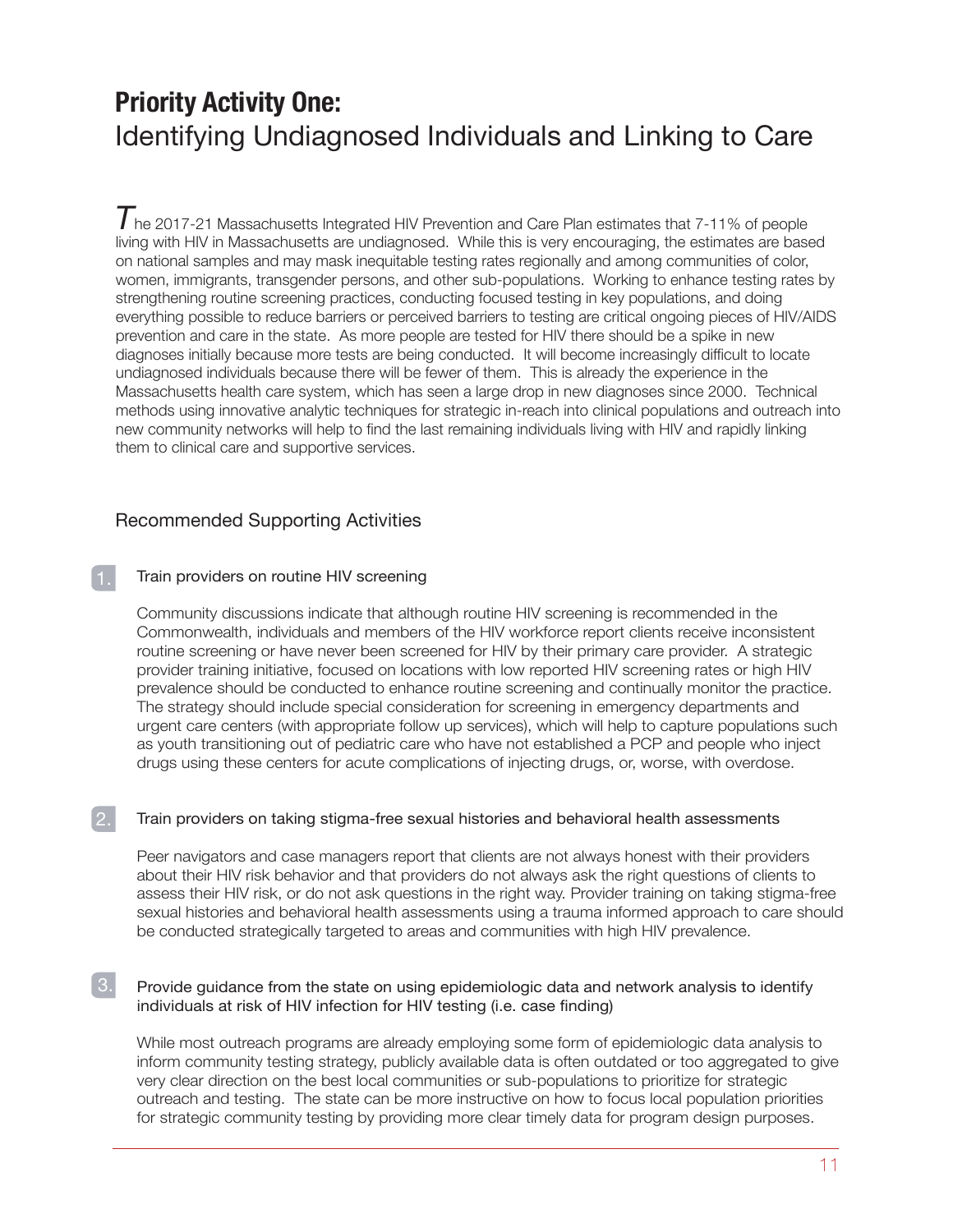# **Priority Activity One:** Identifying Undiagnosed Individuals and Linking to Care

The 2017-21 Massachusetts Integrated HIV Prevention and Care Plan estimates that 7-11% of people living with HIV in Massachusetts are undiagnosed. While this is very encouraging, the estimates are based on national samples and may mask inequitable testing rates regionally and among communities of color, women, immigrants, transgender persons, and other sub-populations. Working to enhance testing rates by strengthening routine screening practices, conducting focused testing in key populations, and doing everything possible to reduce barriers or perceived barriers to testing are critical ongoing pieces of HIV/AIDS prevention and care in the state. As more people are tested for HIV there should be a spike in new diagnoses initially because more tests are being conducted. It will become increasingly difficult to locate undiagnosed individuals because there will be fewer of them. This is already the experience in the Massachusetts health care system, which has seen a large drop in new diagnoses since 2000. Technical methods using innovative analytic techniques for strategic in-reach into clinical populations and outreach into new community networks will help to find the last remaining individuals living with HIV and rapidly linking them to clinical care and supportive services.

## Recommended Supporting Activities

1. Train providers on routine HIV screening

   Community discussions indicate that although routine HIV screening is recommended in the Commonwealth, individuals and members of the HIV workforce report clients receive inconsistent routine screening or have never been screened for HIV by their primary care provider. A strategic provider training initiative, focused on locations with low reported HIV screening rates or high HIV prevalence should be conducted to enhance routine screening and continually monitor the practice. The strategy should include special consideration for screening in emergency departments and urgent care centers (with appropriate follow up services), which will help to capture populations such as youth transitioning out of pediatric care who have not established a PCP and people who inject drugs using these centers for acute complications of injecting drugs, or, worse, with overdose.

2. Train providers on taking stigma-free sexual histories and behavioral health assessments

   Peer navigators and case managers report that clients are not always honest with their providers about their HIV risk behavior and that providers do not always ask the right questions of clients to assess their HIV risk, or do not ask questions in the right way. Provider training on taking stigma-free sexual histories and behavioral health assessments using a trauma informed approach to care should be conducted strategically targeted to areas and communities with high HIV prevalence.

3. Provide guidance from the state on using epidemiologic data and network analysis to identify individuals at risk of HIV infection for HIV testing (i.e. case finding)

   While most outreach programs are already employing some form of epidemiologic data analysis to inform community testing strategy, publicly available data is often outdated or too aggregated to give very clear direction on the best local communities or sub-populations to prioritize for strategic outreach and testing. The state can be more instructive on how to focus local population priorities for strategic community testing by providing more clear timely data for program design purposes.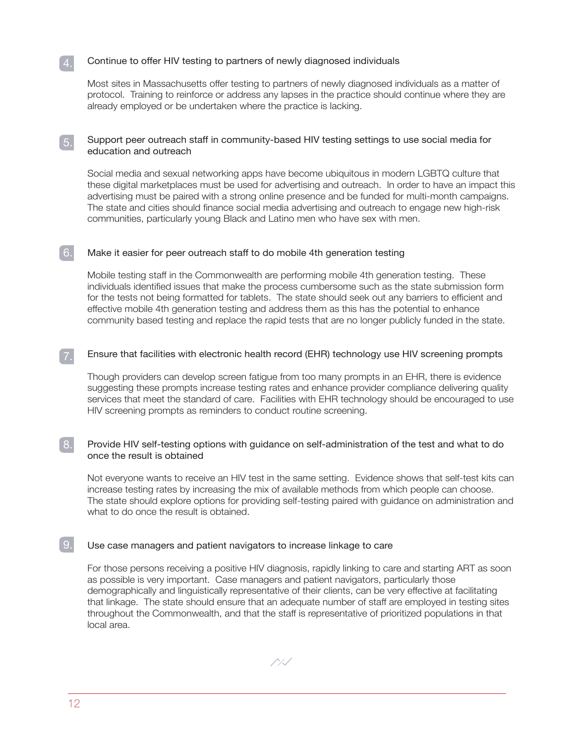4. **Continue to offer HIV testing to partners of newly diagnosed individuals**

   Most sites in Massachusetts offer testing to partners of newly diagnosed individuals as a matter of protocol. Training to reinforce or address any lapses in the practice should continue where they are already employed or be undertaken where the practice is lacking.

5. **Support peer outreach staff in community-based HIV testing settings to use social media for education and outreach**

   Social media and sexual networking apps have become ubiquitous in modern LGBTQ culture that these digital marketplaces must be used for advertising and outreach. In order to have an impact this advertising must be paired with a strong online presence and be funded for multi-month campaigns. The state and cities should finance social media advertising and outreach to engage new high-risk communities, particularly young Black and Latino men who have sex with men.

6. **Make it easier for peer outreach staff to do mobile 4th generation testing**

   Mobile testing staff in the Commonwealth are performing mobile 4th generation testing. These individuals identified issues that make the process cumbersome such as the state submission form for the tests not being formatted for tablets. The state should seek out any barriers to efficient and effective mobile 4th generation testing and address them as this has the potential to enhance community based testing and replace the rapid tests that are no longer publicly funded in the state.

7. **Ensure that facilities with electronic health record (EHR) technology use HIV screening prompts**

   Though providers can develop screen fatigue from too many prompts in an EHR, there is evidence suggesting these prompts increase testing rates and enhance provider compliance delivering quality services that meet the standard of care. Facilities with EHR technology should be encouraged to use HIV screening prompts as reminders to conduct routine screening.

8. **Provide HIV self-testing options with guidance on self-administration of the test and what to do once the result is obtained**

   Not everyone wants to receive an HIV test in the same setting. Evidence shows that self-test kits can increase testing rates by increasing the mix of available methods from which people can choose. The state should explore options for providing self-testing paired with guidance on administration and what to do once the result is obtained.

9. **Use case managers and patient navigators to increase linkage to care**

   For those persons receiving a positive HIV diagnosis, rapidly linking to care and starting ART as soon as possible is very important. Case managers and patient navigators, particularly those demographically and linguistically representative of their clients, can be very effective at facilitating that linkage. The state should ensure that an adequate number of staff are employed in testing sites throughout the Commonwealth, and that the staff is representative of prioritized populations in that local area.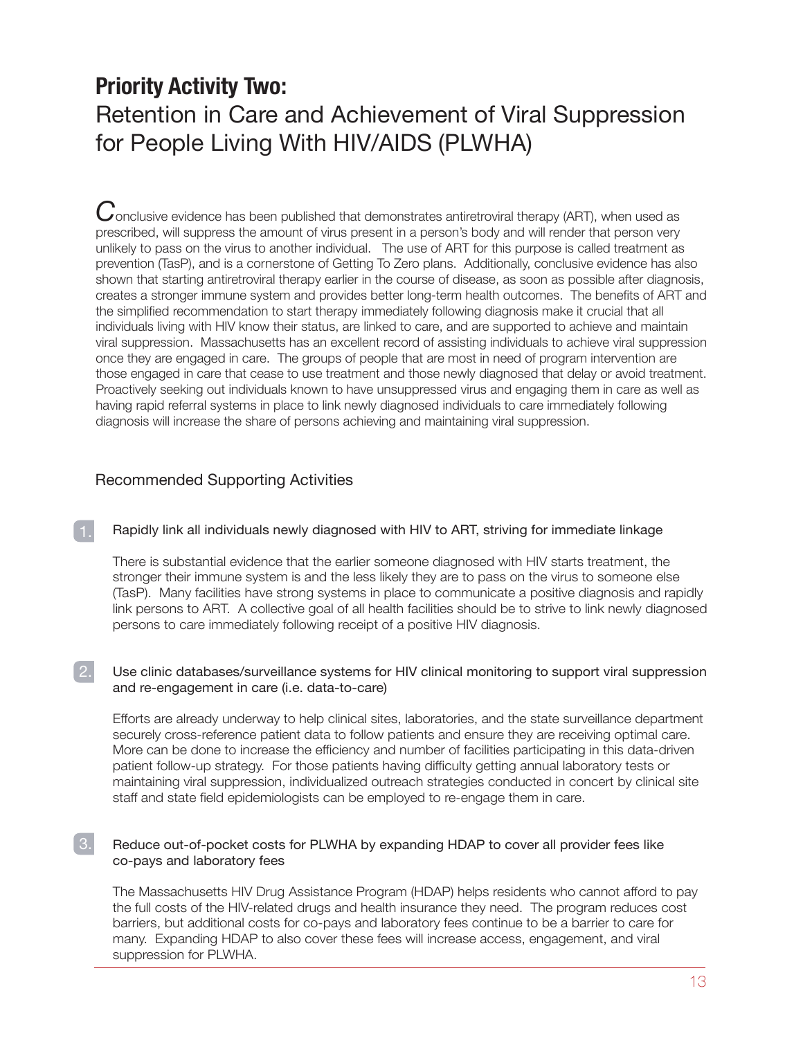# **Priority Activity Two:** Retention in Care and Achievement of Viral Suppression for People Living With HIV/AIDS (PLWHA)

Conclusive evidence has been published that demonstrates antiretroviral therapy (ART), when used as prescribed, will suppress the amount of virus present in a person's body and will render that person very unlikely to pass on the virus to another individual. The use of ART for this purpose is called treatment as prevention (TasP), and is a cornerstone of Getting To Zero plans. Additionally, conclusive evidence has also shown that starting antiretroviral therapy earlier in the course of disease, as soon as possible after diagnosis, creates a stronger immune system and provides better long-term health outcomes. The benefits of ART and the simplified recommendation to start therapy immediately following diagnosis make it crucial that all individuals living with HIV know their status, are linked to care, and are supported to achieve and maintain viral suppression. Massachusetts has an excellent record of assisting individuals to achieve viral suppression once they are engaged in care. The groups of people that are most in need of program intervention are those engaged in care that cease to use treatment and those newly diagnosed that delay or avoid treatment. Proactively seeking out individuals known to have unsuppressed virus and engaging them in care as well as having rapid referral systems in place to link newly diagnosed individuals to care immediately following diagnosis will increase the share of persons achieving and maintaining viral suppression.

## Recommended Supporting Activities

1. Rapidly link all individuals newly diagnosed with HIV to ART, striving for immediate linkage

   There is substantial evidence that the earlier someone diagnosed with HIV starts treatment, the stronger their immune system is and the less likely they are to pass on the virus to someone else (TasP). Many facilities have strong systems in place to communicate a positive diagnosis and rapidly link persons to ART. A collective goal of all health facilities should be to strive to link newly diagnosed persons to care immediately following receipt of a positive HIV diagnosis.

2. Use clinic databases/surveillance systems for HIV clinical monitoring to support viral suppression and re-engagement in care (i.e. data-to-care)

   Efforts are already underway to help clinical sites, laboratories, and the state surveillance department securely cross-reference patient data to follow patients and ensure they are receiving optimal care. More can be done to increase the efficiency and number of facilities participating in this data-driven patient follow-up strategy. For those patients having difficulty getting annual laboratory tests or maintaining viral suppression, individualized outreach strategies conducted in concert by clinical site staff and state field epidemiologists can be employed to re-engage them in care.

3. Reduce out-of-pocket costs for PLWHA by expanding HDAP to cover all provider fees like co-pays and laboratory fees

   The Massachusetts HIV Drug Assistance Program (HDAP) helps residents who cannot afford to pay the full costs of the HIV-related drugs and health insurance they need. The program reduces cost barriers, but additional costs for co-pays and laboratory fees continue to be a barrier to care for many. Expanding HDAP to also cover these fees will increase access, engagement, and viral suppression for PLWHA.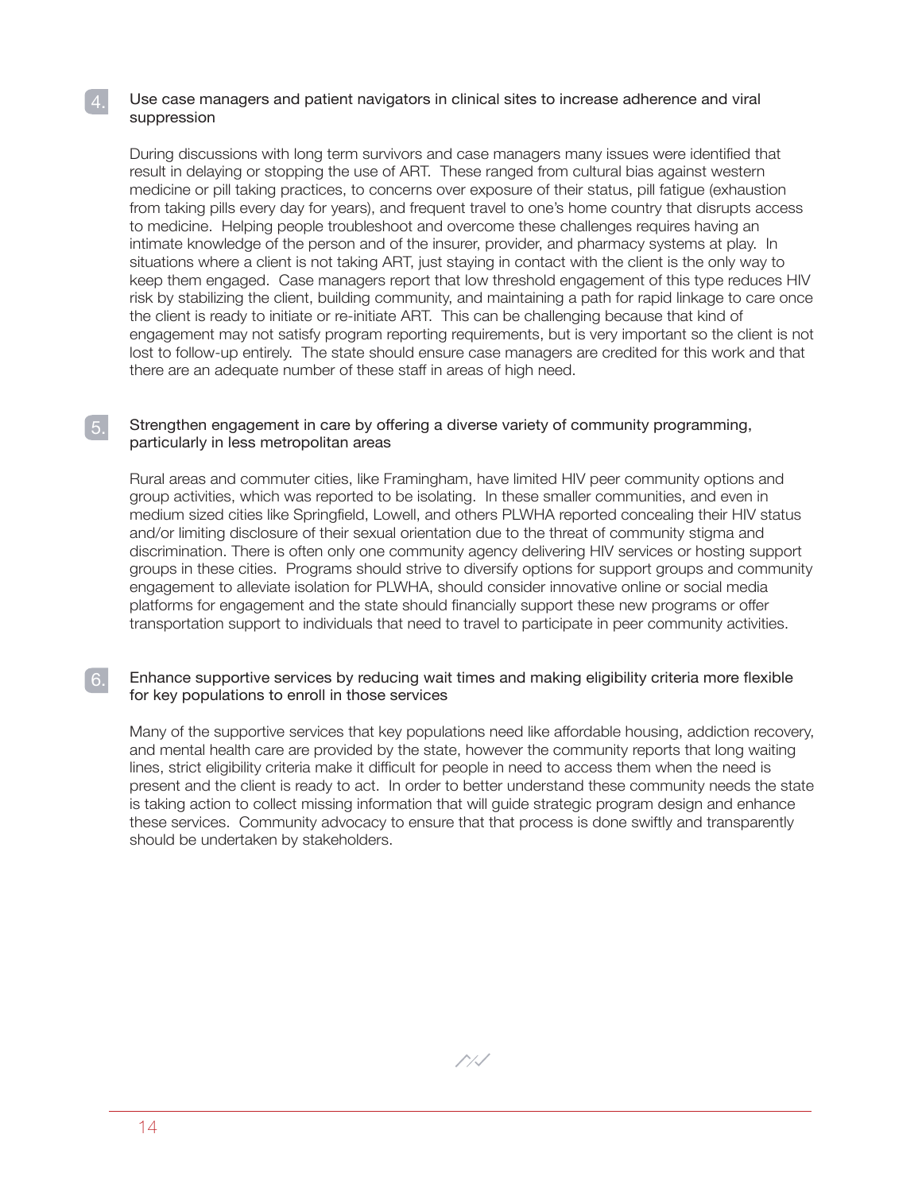4. Use case managers and patient navigators in clinical sites to increase adherence and viral suppression

   During discussions with long term survivors and case managers many issues were identified that result in delaying or stopping the use of ART. These ranged from cultural bias against western medicine or pill taking practices, to concerns over exposure of their status, pill fatigue (exhaustion from taking pills every day for years), and frequent travel to one's home country that disrupts access to medicine. Helping people troubleshoot and overcome these challenges requires having an intimate knowledge of the person and of the insurer, provider, and pharmacy systems at play. In situations where a client is not taking ART, just staying in contact with the client is the only way to keep them engaged. Case managers report that low threshold engagement of this type reduces HIV risk by stabilizing the client, building community, and maintaining a path for rapid linkage to care once the client is ready to initiate or re-initiate ART. This can be challenging because that kind of engagement may not satisfy program reporting requirements, but is very important so the client is not lost to follow-up entirely. The state should ensure case managers are credited for this work and that there are an adequate number of these staff in areas of high need.

5. Strengthen engagement in care by offering a diverse variety of community programming, particularly in less metropolitan areas

   Rural areas and commuter cities, like Framingham, have limited HIV peer community options and group activities, which was reported to be isolating. In these smaller communities, and even in medium sized cities like Springfield, Lowell, and others PLWHA reported concealing their HIV status and/or limiting disclosure of their sexual orientation due to the threat of community stigma and discrimination. There is often only one community agency delivering HIV services or hosting support groups in these cities. Programs should strive to diversify options for support groups and community engagement to alleviate isolation for PLWHA, should consider innovative online or social media platforms for engagement and the state should financially support these new programs or offer transportation support to individuals that need to travel to participate in peer community activities.

6. Enhance supportive services by reducing wait times and making eligibility criteria more flexible for key populations to enroll in those services

   Many of the supportive services that key populations need like affordable housing, addiction recovery, and mental health care are provided by the state, however the community reports that long waiting lines, strict eligibility criteria make it difficult for people in need to access them when the need is present and the client is ready to act. In order to better understand these community needs the state is taking action to collect missing information that will guide strategic program design and enhance these services. Community advocacy to ensure that that process is done swiftly and transparently should be undertaken by stakeholders.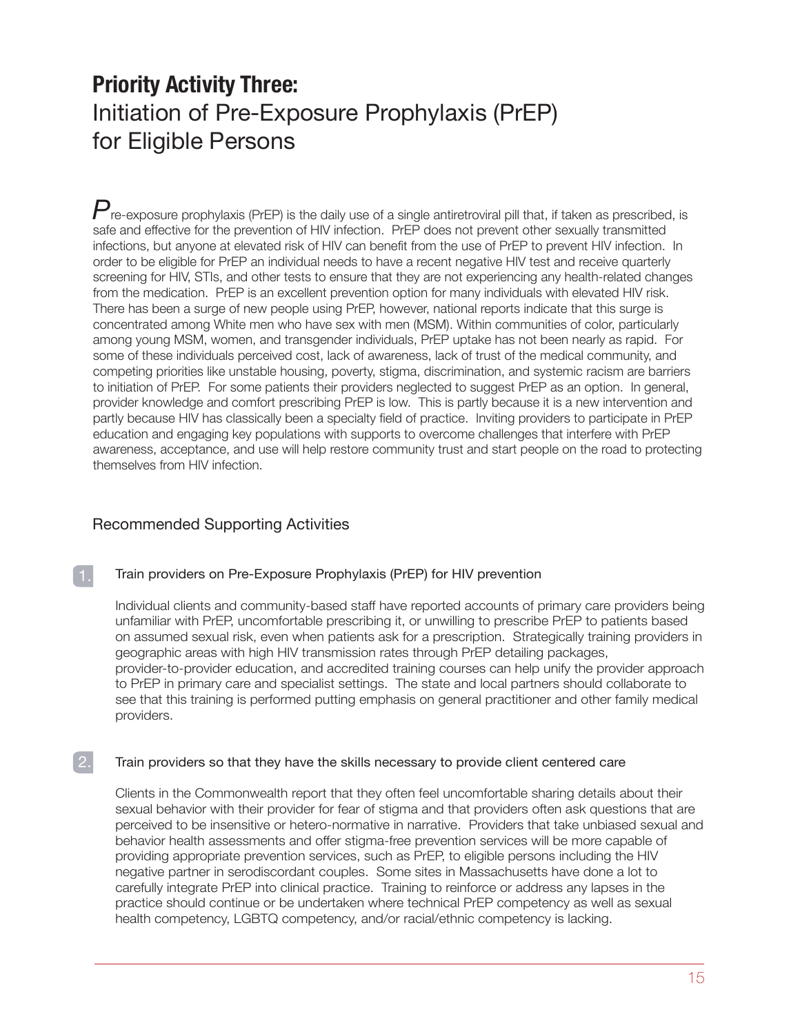## **Priority Activity Three:** Initiation of Pre-Exposure Prophylaxis (PrEP) for Eligible Persons

Pre-exposure prophylaxis (PrEP) is the daily use of a single antiretroviral pill that, if taken as prescribed, is safe and effective for the prevention of HIV infection. PrEP does not prevent other sexually transmitted infections, but anyone at elevated risk of HIV can benefit from the use of PrEP to prevent HIV infection. In order to be eligible for PrEP an individual needs to have a recent negative HIV test and receive quarterly screening for HIV, STIs, and other tests to ensure that they are not experiencing any health-related changes from the medication. PrEP is an excellent prevention option for many individuals with elevated HIV risk. There has been a surge of new people using PrEP, however, national reports indicate that this surge is concentrated among White men who have sex with men (MSM). Within communities of color, particularly among young MSM, women, and transgender individuals, PrEP uptake has not been nearly as rapid. For some of these individuals perceived cost, lack of awareness, lack of trust of the medical community, and competing priorities like unstable housing, poverty, stigma, discrimination, and systemic racism are barriers to initiation of PrEP. For some patients their providers neglected to suggest PrEP as an option. In general, provider knowledge and comfort prescribing PrEP is low. This is partly because it is a new intervention and partly because HIV has classically been a specialty field of practice. Inviting providers to participate in PrEP education and engaging key populations with supports to overcome challenges that interfere with PrEP awareness, acceptance, and use will help restore community trust and start people on the road to protecting themselves from HIV infection.

### Recommended Supporting Activities

1. Train providers on Pre-Exposure Prophylaxis (PrEP) for HIV prevention

   Individual clients and community-based staff have reported accounts of primary care providers being unfamiliar with PrEP, uncomfortable prescribing it, or unwilling to prescribe PrEP to patients based on assumed sexual risk, even when patients ask for a prescription. Strategically training providers in geographic areas with high HIV transmission rates through PrEP detailing packages, provider-to-provider education, and accredited training courses can help unify the provider approach to PrEP in primary care and specialist settings. The state and local partners should collaborate to see that this training is performed putting emphasis on general practitioner and other family medical providers.

2. Train providers so that they have the skills necessary to provide client centered care

   Clients in the Commonwealth report that they often feel uncomfortable sharing details about their sexual behavior with their provider for fear of stigma and that providers often ask questions that are perceived to be insensitive or hetero-normative in narrative. Providers that take unbiased sexual and behavior health assessments and offer stigma-free prevention services will be more capable of providing appropriate prevention services, such as PrEP, to eligible persons including the HIV negative partner in serodiscordant couples. Some sites in Massachusetts have done a lot to carefully integrate PrEP into clinical practice. Training to reinforce or address any lapses in the practice should continue or be undertaken where technical PrEP competency as well as sexual health competency, LGBTQ competency, and/or racial/ethnic competency is lacking.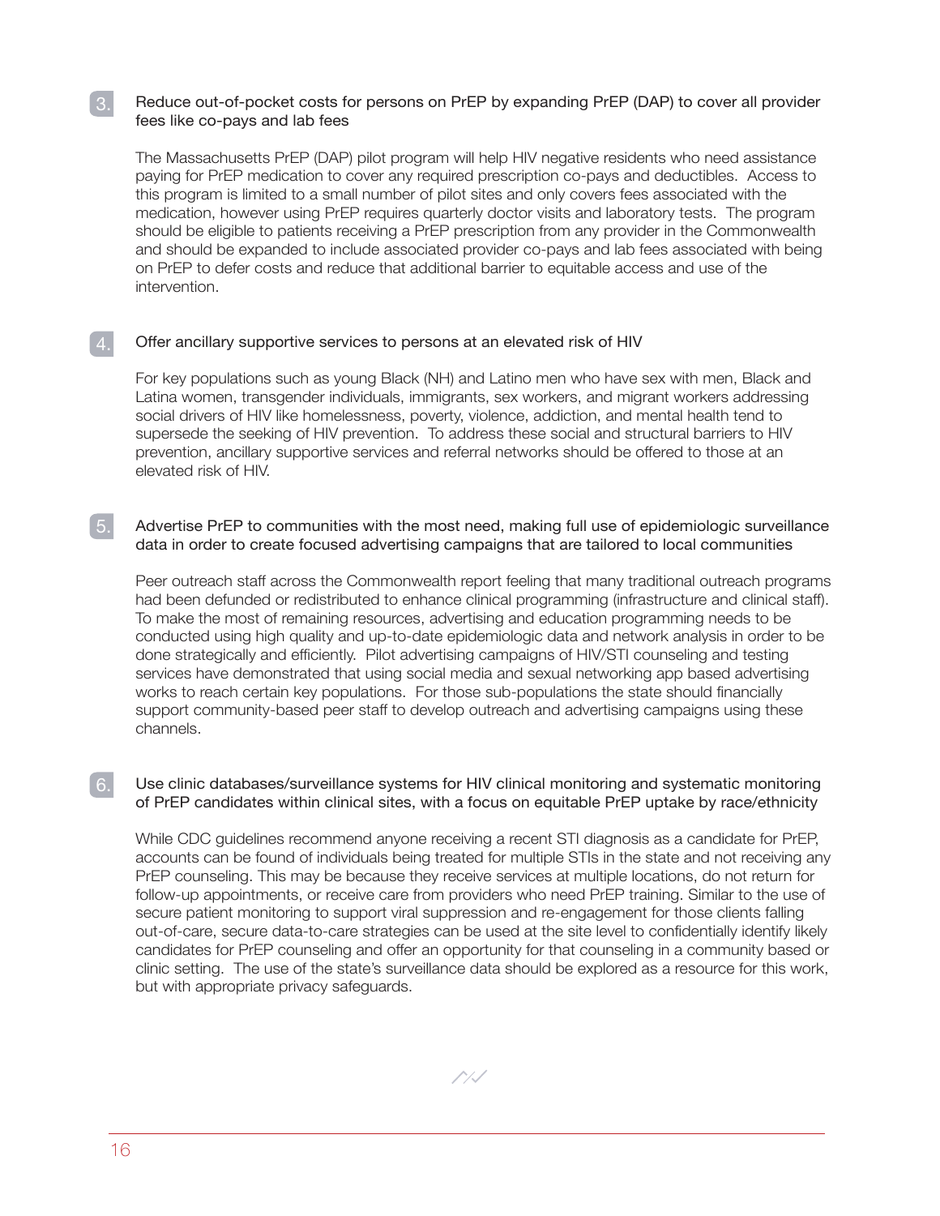3. Reduce out-of-pocket costs for persons on PrEP by expanding PrEP (DAP) to cover all provider fees like co-pays and lab fees

The Massachusetts PrEP (DAP) pilot program will help HIV negative residents who need assistance paying for PrEP medication to cover any required prescription co-pays and deductibles. Access to this program is limited to a small number of pilot sites and only covers fees associated with the medication, however using PrEP requires quarterly doctor visits and laboratory tests. The program should be eligible to patients receiving a PrEP prescription from any provider in the Commonwealth and should be expanded to include associated provider co-pays and lab fees associated with being on PrEP to defer costs and reduce that additional barrier to equitable access and use of the intervention.

4. Offer ancillary supportive services to persons at an elevated risk of HIV

For key populations such as young Black (NH) and Latino men who have sex with men, Black and Latina women, transgender individuals, immigrants, sex workers, and migrant workers addressing social drivers of HIV like homelessness, poverty, violence, addiction, and mental health tend to supersede the seeking of HIV prevention. To address these social and structural barriers to HIV prevention, ancillary supportive services and referral networks should be offered to those at an elevated risk of HIV.

5. Advertise PrEP to communities with the most need, making full use of epidemiologic surveillance data in order to create focused advertising campaigns that are tailored to local communities

Peer outreach staff across the Commonwealth report feeling that many traditional outreach programs had been defunded or redistributed to enhance clinical programming (infrastructure and clinical staff). To make the most of remaining resources, advertising and education programming needs to be conducted using high quality and up-to-date epidemiologic data and network analysis in order to be done strategically and efficiently. Pilot advertising campaigns of HIV/STI counseling and testing services have demonstrated that using social media and sexual networking app based advertising works to reach certain key populations. For those sub-populations the state should financially support community-based peer staff to develop outreach and advertising campaigns using these channels.

6. Use clinic databases/surveillance systems for HIV clinical monitoring and systematic monitoring of PrEP candidates within clinical sites, with a focus on equitable PrEP uptake by race/ethnicity

While CDC guidelines recommend anyone receiving a recent STI diagnosis as a candidate for PrEP, accounts can be found of individuals being treated for multiple STIs in the state and not receiving any PrEP counseling. This may be because they receive services at multiple locations, do not return for follow-up appointments, or receive care from providers who need PrEP training. Similar to the use of secure patient monitoring to support viral suppression and re-engagement for those clients falling out-of-care, secure data-to-care strategies can be used at the site level to confidentially identify likely candidates for PrEP counseling and offer an opportunity for that counseling in a community based or clinic setting. The use of the state's surveillance data should be explored as a resource for this work, but with appropriate privacy safeguards.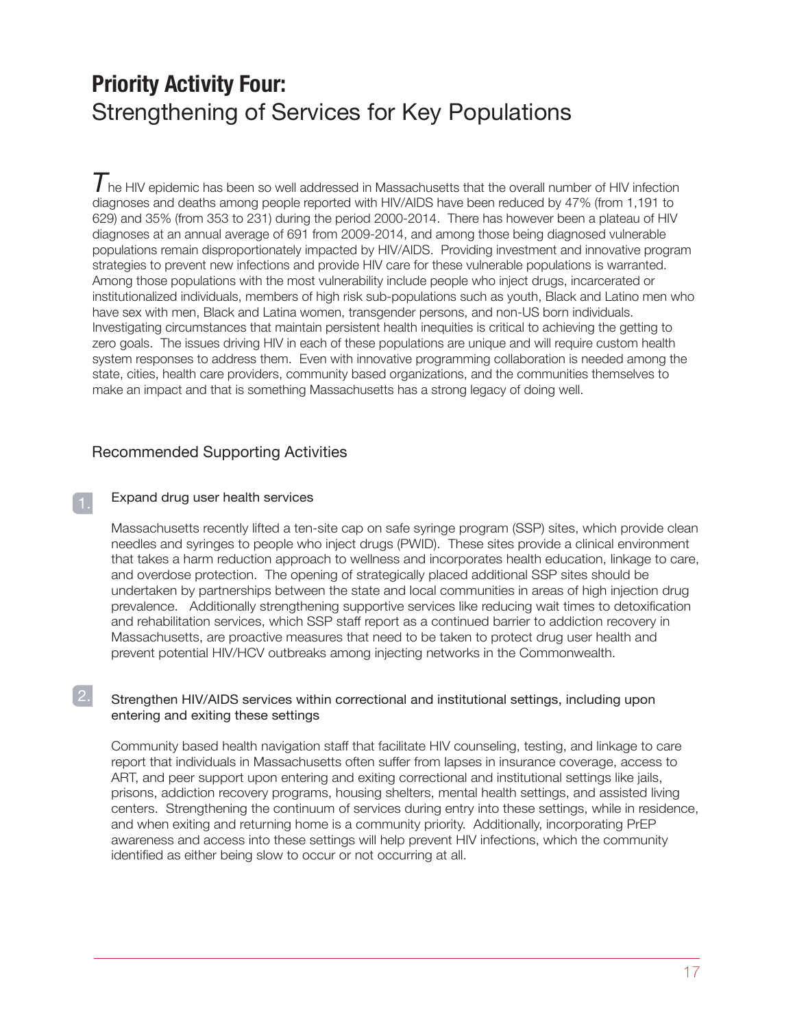# **Priority Activity Four:**
# Strengthening of Services for Key Populations

The HIV epidemic has been so well addressed in Massachusetts that the overall number of HIV infection diagnoses and deaths among people reported with HIV/AIDS have been reduced by 47% (from 1,191 to 629) and 35% (from 353 to 231) during the period 2000-2014. There has however been a plateau of HIV diagnoses at an annual average of 691 from 2009-2014, and among those being diagnosed vulnerable populations remain disproportionately impacted by HIV/AIDS. Providing investment and innovative program strategies to prevent new infections and provide HIV care for these vulnerable populations is warranted. Among those populations with the most vulnerability include people who inject drugs, incarcerated or institutionalized individuals, members of high risk sub-populations such as youth, Black and Latino men who have sex with men, Black and Latina women, transgender persons, and non-US born individuals. Investigating circumstances that maintain persistent health inequities is critical to achieving the getting to zero goals. The issues driving HIV in each of these populations are unique and will require custom health system responses to address them. Even with innovative programming collaboration is needed among the state, cities, health care providers, community based organizations, and the communities themselves to make an impact and that is something Massachusetts has a strong legacy of doing well.

## Recommended Supporting Activities

1. Expand drug user health services

   Massachusetts recently lifted a ten-site cap on safe syringe program (SSP) sites, which provide clean needles and syringes to people who inject drugs (PWID). These sites provide a clinical environment that takes a harm reduction approach to wellness and incorporates health education, linkage to care, and overdose protection. The opening of strategically placed additional SSP sites should be undertaken by partnerships between the state and local communities in areas of high injection drug prevalence. Additionally strengthening supportive services like reducing wait times to detoxification and rehabilitation services, which SSP staff report as a continued barrier to addiction recovery in Massachusetts, are proactive measures that need to be taken to protect drug user health and prevent potential HIV/HCV outbreaks among injecting networks in the Commonwealth.

2. Strengthen HIV/AIDS services within correctional and institutional settings, including upon entering and exiting these settings

   Community based health navigation staff that facilitate HIV counseling, testing, and linkage to care report that individuals in Massachusetts often suffer from lapses in insurance coverage, access to ART, and peer support upon entering and exiting correctional and institutional settings like jails, prisons, addiction recovery programs, housing shelters, mental health settings, and assisted living centers. Strengthening the continuum of services during entry into these settings, while in residence, and when exiting and returning home is a community priority. Additionally, incorporating PrEP awareness and access into these settings will help prevent HIV infections, which the community identified as either being slow to occur or not occurring at all.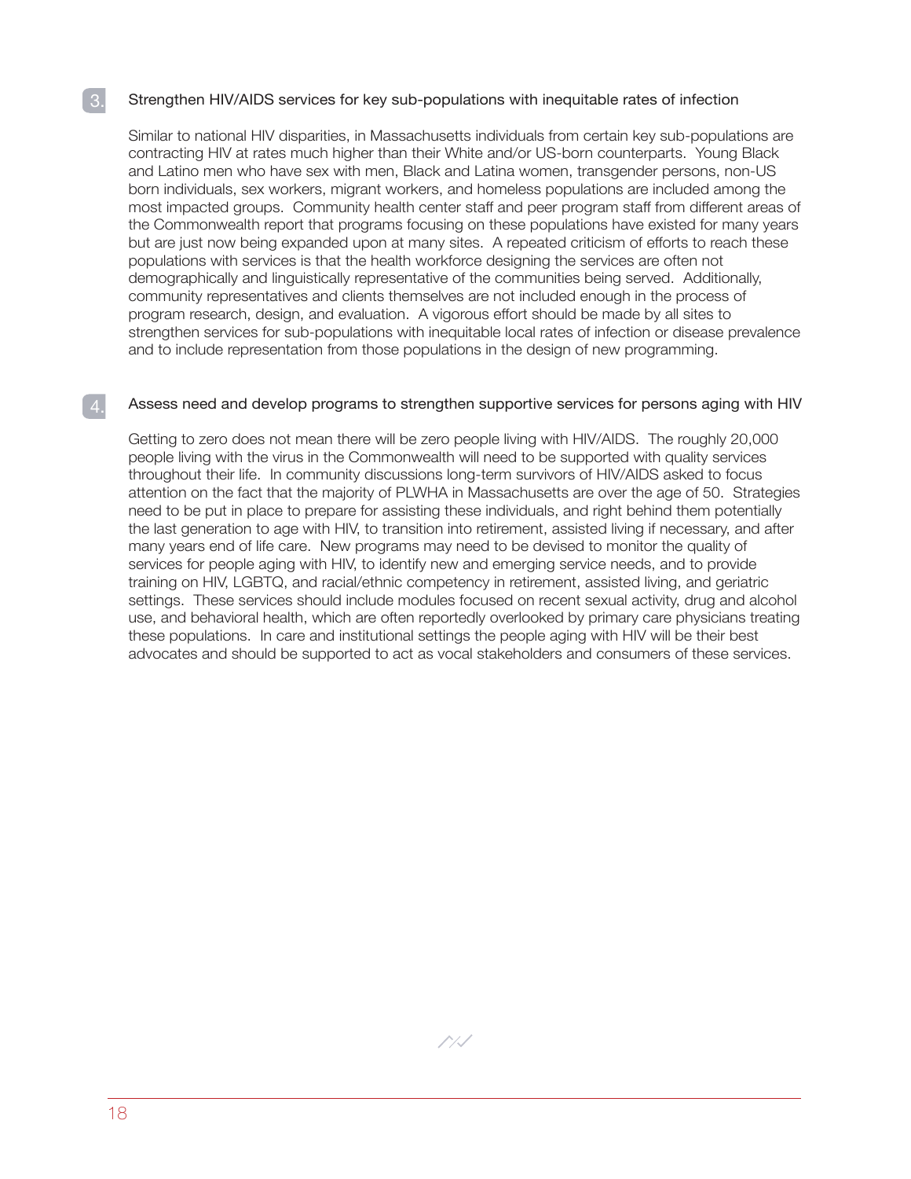### 3. Strengthen HIV/AIDS services for key sub-populations with inequitable rates of infection

Similar to national HIV disparities, in Massachusetts individuals from certain key sub-populations are contracting HIV at rates much higher than their White and/or US-born counterparts. Young Black and Latino men who have sex with men, Black and Latina women, transgender persons, non-US born individuals, sex workers, migrant workers, and homeless populations are included among the most impacted groups. Community health center staff and peer program staff from different areas of the Commonwealth report that programs focusing on these populations have existed for many years but are just now being expanded upon at many sites. A repeated criticism of efforts to reach these populations with services is that the health workforce designing the services are often not demographically and linguistically representative of the communities being served. Additionally, community representatives and clients themselves are not included enough in the process of program research, design, and evaluation. A vigorous effort should be made by all sites to strengthen services for sub-populations with inequitable local rates of infection or disease prevalence and to include representation from those populations in the design of new programming.

### 4. Assess need and develop programs to strengthen supportive services for persons aging with HIV

Getting to zero does not mean there will be zero people living with HIV/AIDS. The roughly 20,000 people living with the virus in the Commonwealth will need to be supported with quality services throughout their life. In community discussions long-term survivors of HIV/AIDS asked to focus attention on the fact that the majority of PLWHA in Massachusetts are over the age of 50. Strategies need to be put in place to prepare for assisting these individuals, and right behind them potentially the last generation to age with HIV, to transition into retirement, assisted living if necessary, and after many years end of life care. New programs may need to be devised to monitor the quality of services for people aging with HIV, to identify new and emerging service needs, and to provide training on HIV, LGBTQ, and racial/ethnic competency in retirement, assisted living, and geriatric settings. These services should include modules focused on recent sexual activity, drug and alcohol use, and behavioral health, which are often reportedly overlooked by primary care physicians treating these populations. In care and institutional settings the people aging with HIV will be their best advocates and should be supported to act as vocal stakeholders and consumers of these services.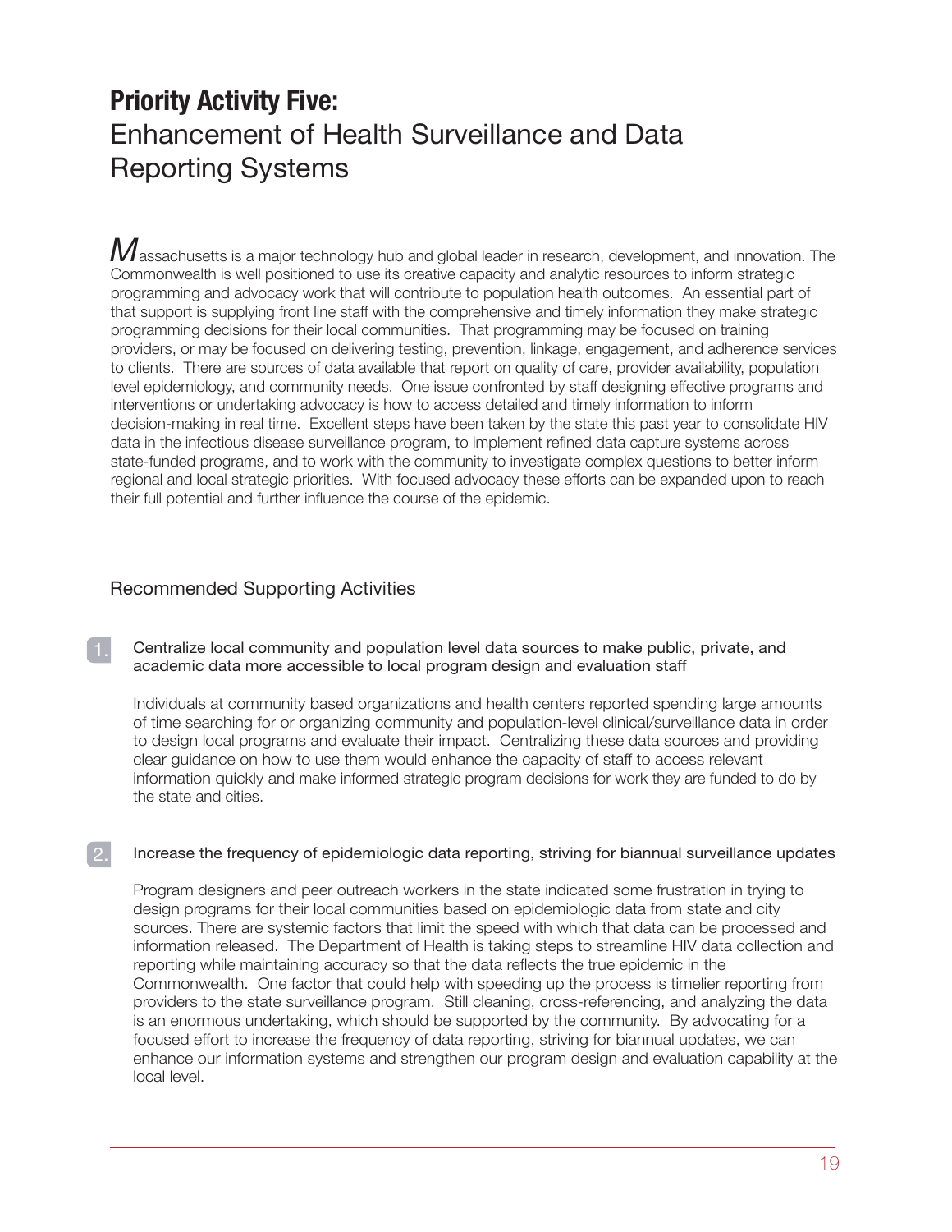# **Priority Activity Five:** Enhancement of Health Surveillance and Data Reporting Systems

Massachusetts is a major technology hub and global leader in research, development, and innovation. The Commonwealth is well positioned to use its creative capacity and analytic resources to inform strategic programming and advocacy work that will contribute to population health outcomes. An essential part of that support is supplying front line staff with the comprehensive and timely information they make strategic programming decisions for their local communities. That programming may be focused on training providers, or may be focused on delivering testing, prevention, linkage, engagement, and adherence services to clients. There are sources of data available that report on quality of care, provider availability, population level epidemiology, and community needs. One issue confronted by staff designing effective programs and interventions or undertaking advocacy is how to access detailed and timely information to inform decision-making in real time. Excellent steps have been taken by the state this past year to consolidate HIV data in the infectious disease surveillance program, to implement refined data capture systems across state-funded programs, and to work with the community to investigate complex questions to better inform regional and local strategic priorities. With focused advocacy these efforts can be expanded upon to reach their full potential and further influence the course of the epidemic.

## Recommended Supporting Activities

1. Centralize local community and population level data sources to make public, private, and academic data more accessible to local program design and evaluation staff

   Individuals at community based organizations and health centers reported spending large amounts of time searching for or organizing community and population-level clinical/surveillance data in order to design local programs and evaluate their impact. Centralizing these data sources and providing clear guidance on how to use them would enhance the capacity of staff to access relevant information quickly and make informed strategic program decisions for work they are funded to do by the state and cities.

2. Increase the frequency of epidemiologic data reporting, striving for biannual surveillance updates

   Program designers and peer outreach workers in the state indicated some frustration in trying to design programs for their local communities based on epidemiologic data from state and city sources. There are systemic factors that limit the speed with which that data can be processed and information released. The Department of Health is taking steps to streamline HIV data collection and reporting while maintaining accuracy so that the data reflects the true epidemic in the Commonwealth. One factor that could help with speeding up the process is timelier reporting from providers to the state surveillance program. Still cleaning, cross-referencing, and analyzing the data is an enormous undertaking, which should be supported by the community. By advocating for a focused effort to increase the frequency of data reporting, striving for biannual updates, we can enhance our information systems and strengthen our program design and evaluation capability at the local level.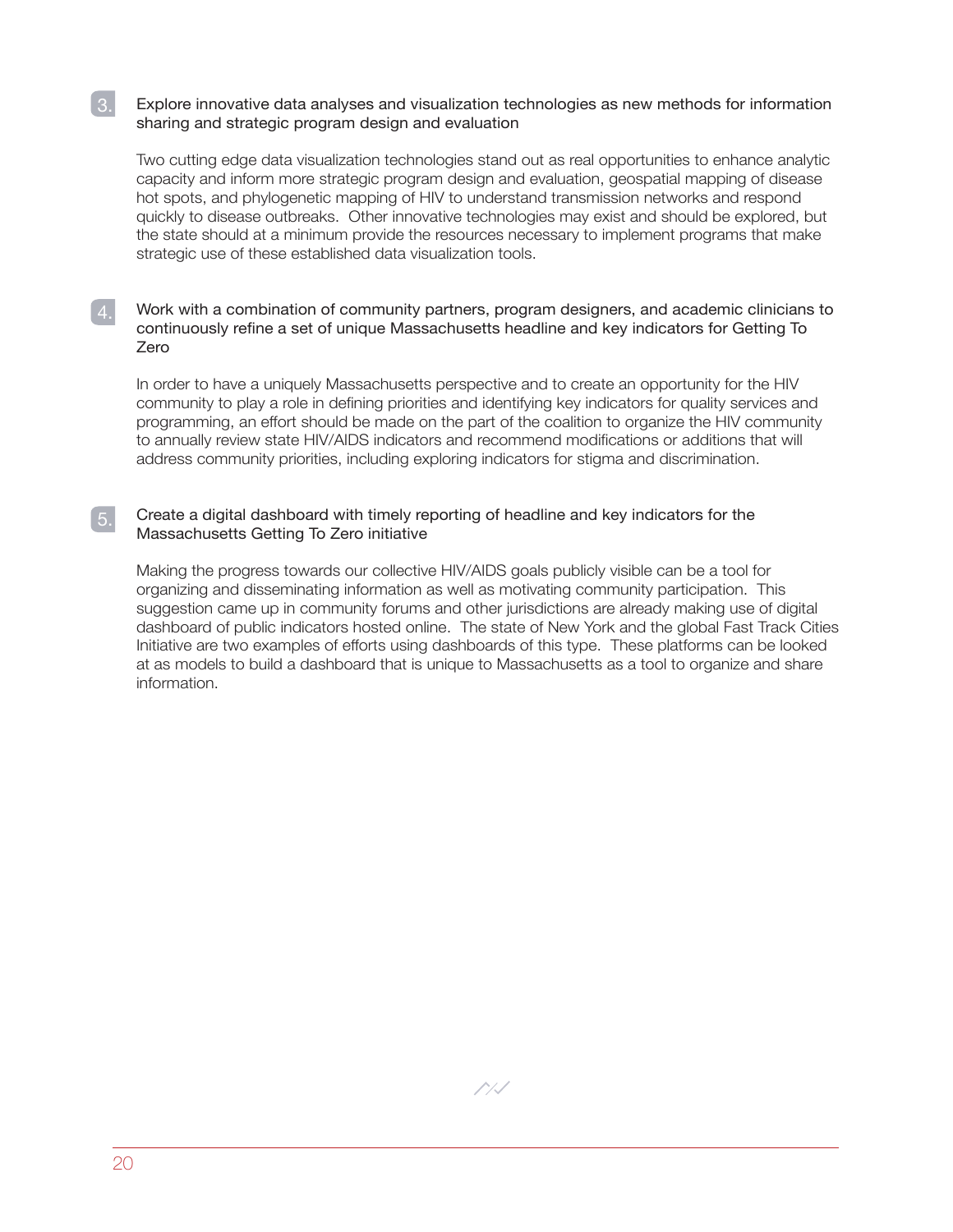3. **Explore innovative data analyses and visualization technologies as new methods for information sharing and strategic program design and evaluation**

Two cutting edge data visualization technologies stand out as real opportunities to enhance analytic capacity and inform more strategic program design and evaluation, geospatial mapping of disease hot spots, and phylogenetic mapping of HIV to understand transmission networks and respond quickly to disease outbreaks. Other innovative technologies may exist and should be explored, but the state should at a minimum provide the resources necessary to implement programs that make strategic use of these established data visualization tools.

4. **Work with a combination of community partners, program designers, and academic clinicians to continuously refine a set of unique Massachusetts headline and key indicators for Getting To Zero**

In order to have a uniquely Massachusetts perspective and to create an opportunity for the HIV community to play a role in defining priorities and identifying key indicators for quality services and programming, an effort should be made on the part of the coalition to organize the HIV community to annually review state HIV/AIDS indicators and recommend modifications or additions that will address community priorities, including exploring indicators for stigma and discrimination.

5. **Create a digital dashboard with timely reporting of headline and key indicators for the Massachusetts Getting To Zero initiative**

Making the progress towards our collective HIV/AIDS goals publicly visible can be a tool for organizing and disseminating information as well as motivating community participation. This suggestion came up in community forums and other jurisdictions are already making use of digital dashboard of public indicators hosted online. The state of New York and the global Fast Track Cities Initiative are two examples of efforts using dashboards of this type. These platforms can be looked at as models to build a dashboard that is unique to Massachusetts as a tool to organize and share information.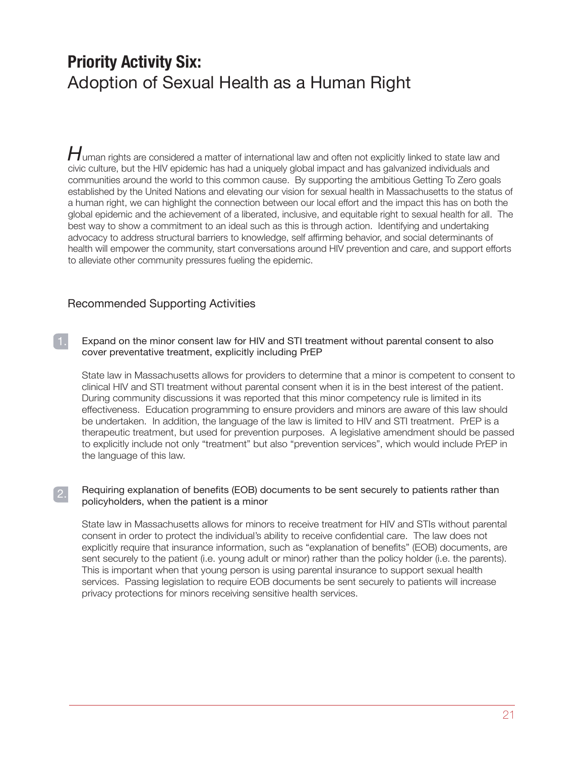# **Priority Activity Six:** Adoption of Sexual Health as a Human Right

Human rights are considered a matter of international law and often not explicitly linked to state law and civic culture, but the HIV epidemic has had a uniquely global impact and has galvanized individuals and communities around the world to this common cause. By supporting the ambitious Getting To Zero goals established by the United Nations and elevating our vision for sexual health in Massachusetts to the status of a human right, we can highlight the connection between our local effort and the impact this has on both the global epidemic and the achievement of a liberated, inclusive, and equitable right to sexual health for all. The best way to show a commitment to an ideal such as this is through action. Identifying and undertaking advocacy to address structural barriers to knowledge, self affirming behavior, and social determinants of health will empower the community, start conversations around HIV prevention and care, and support efforts to alleviate other community pressures fueling the epidemic.

## Recommended Supporting Activities

1. Expand on the minor consent law for HIV and STI treatment without parental consent to also cover preventative treatment, explicitly including PrEP

   State law in Massachusetts allows for providers to determine that a minor is competent to consent to clinical HIV and STI treatment without parental consent when it is in the best interest of the patient. During community discussions it was reported that this minor competency rule is limited in its effectiveness. Education programming to ensure providers and minors are aware of this law should be undertaken. In addition, the language of the law is limited to HIV and STI treatment. PrEP is a therapeutic treatment, but used for prevention purposes. A legislative amendment should be passed to explicitly include not only "treatment" but also "prevention services", which would include PrEP in the language of this law.

2. Requiring explanation of benefits (EOB) documents to be sent securely to patients rather than policyholders, when the patient is a minor

   State law in Massachusetts allows for minors to receive treatment for HIV and STIs without parental consent in order to protect the individual's ability to receive confidential care. The law does not explicitly require that insurance information, such as "explanation of benefits" (EOB) documents, are sent securely to the patient (i.e. young adult or minor) rather than the policy holder (i.e. the parents). This is important when that young person is using parental insurance to support sexual health services. Passing legislation to require EOB documents be sent securely to patients will increase privacy protections for minors receiving sensitive health services.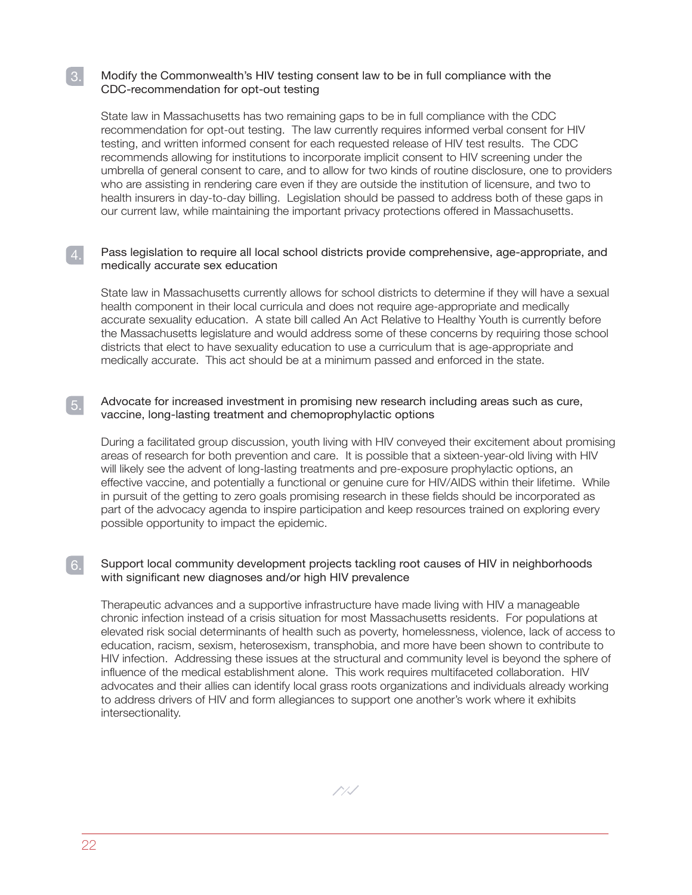3. Modify the Commonwealth's HIV testing consent law to be in full compliance with the CDC-recommendation for opt-out testing

State law in Massachusetts has two remaining gaps to be in full compliance with the CDC recommendation for opt-out testing. The law currently requires informed verbal consent for HIV testing, and written informed consent for each requested release of HIV test results. The CDC recommends allowing for institutions to incorporate implicit consent to HIV screening under the umbrella of general consent to care, and to allow for two kinds of routine disclosure, one to providers who are assisting in rendering care even if they are outside the institution of licensure, and two to health insurers in day-to-day billing. Legislation should be passed to address both of these gaps in our current law, while maintaining the important privacy protections offered in Massachusetts.

4. Pass legislation to require all local school districts provide comprehensive, age-appropriate, and medically accurate sex education

State law in Massachusetts currently allows for school districts to determine if they will have a sexual health component in their local curricula and does not require age-appropriate and medically accurate sexuality education. A state bill called An Act Relative to Healthy Youth is currently before the Massachusetts legislature and would address some of these concerns by requiring those school districts that elect to have sexuality education to use a curriculum that is age-appropriate and medically accurate. This act should be at a minimum passed and enforced in the state.

5. Advocate for increased investment in promising new research including areas such as cure, vaccine, long-lasting treatment and chemoprophylactic options

During a facilitated group discussion, youth living with HIV conveyed their excitement about promising areas of research for both prevention and care. It is possible that a sixteen-year-old living with HIV will likely see the advent of long-lasting treatments and pre-exposure prophylactic options, an effective vaccine, and potentially a functional or genuine cure for HIV/AIDS within their lifetime. While in pursuit of the getting to zero goals promising research in these fields should be incorporated as part of the advocacy agenda to inspire participation and keep resources trained on exploring every possible opportunity to impact the epidemic.

6. Support local community development projects tackling root causes of HIV in neighborhoods with significant new diagnoses and/or high HIV prevalence

Therapeutic advances and a supportive infrastructure have made living with HIV a manageable chronic infection instead of a crisis situation for most Massachusetts residents. For populations at elevated risk social determinants of health such as poverty, homelessness, violence, lack of access to education, racism, sexism, heterosexism, transphobia, and more have been shown to contribute to HIV infection. Addressing these issues at the structural and community level is beyond the sphere of influence of the medical establishment alone. This work requires multifaceted collaboration. HIV advocates and their allies can identify local grass roots organizations and individuals already working to address drivers of HIV and form allegiances to support one another's work where it exhibits intersectionality.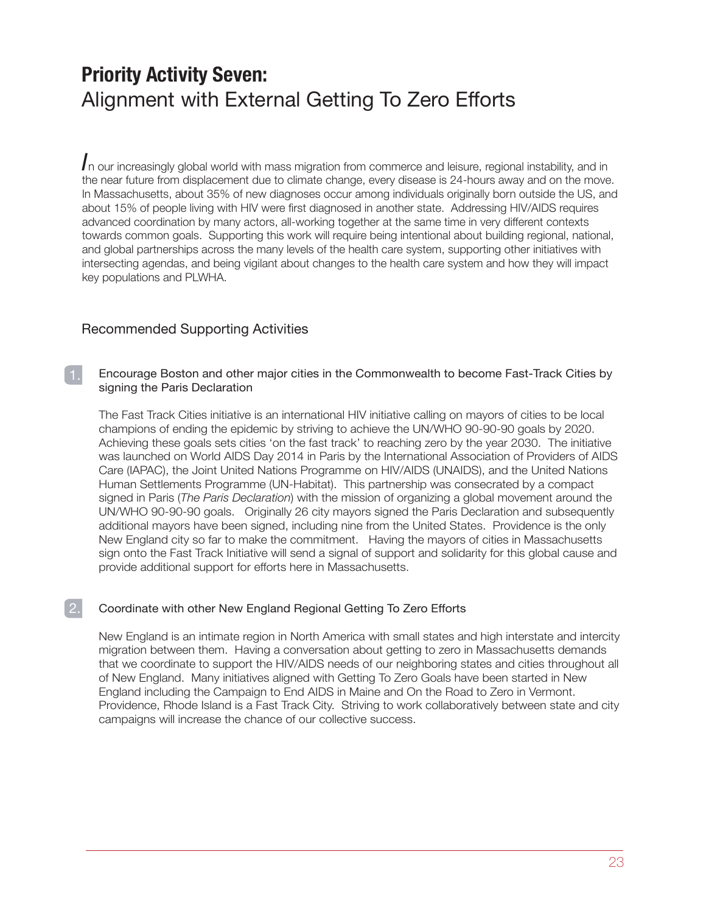# **Priority Activity Seven:** Alignment with External Getting To Zero Efforts

In our increasingly global world with mass migration from commerce and leisure, regional instability, and in the near future from displacement due to climate change, every disease is 24-hours away and on the move. In Massachusetts, about 35% of new diagnoses occur among individuals originally born outside the US, and about 15% of people living with HIV were first diagnosed in another state. Addressing HIV/AIDS requires advanced coordination by many actors, all-working together at the same time in very different contexts towards common goals. Supporting this work will require being intentional about building regional, national, and global partnerships across the many levels of the health care system, supporting other initiatives with intersecting agendas, and being vigilant about changes to the health care system and how they will impact key populations and PLWHA.

## Recommended Supporting Activities

1. Encourage Boston and other major cities in the Commonwealth to become Fast-Track Cities by signing the Paris Declaration

   The Fast Track Cities initiative is an international HIV initiative calling on mayors of cities to be local champions of ending the epidemic by striving to achieve the UN/WHO 90-90-90 goals by 2020. Achieving these goals sets cities 'on the fast track' to reaching zero by the year 2030. The initiative was launched on World AIDS Day 2014 in Paris by the International Association of Providers of AIDS Care (IAPAC), the Joint United Nations Programme on HIV/AIDS (UNAIDS), and the United Nations Human Settlements Programme (UN-Habitat). This partnership was consecrated by a compact signed in Paris (*The Paris Declaration*) with the mission of organizing a global movement around the UN/WHO 90-90-90 goals. Originally 26 city mayors signed the Paris Declaration and subsequently additional mayors have been signed, including nine from the United States. Providence is the only New England city so far to make the commitment. Having the mayors of cities in Massachusetts sign onto the Fast Track Initiative will send a signal of support and solidarity for this global cause and provide additional support for efforts here in Massachusetts.

2. Coordinate with other New England Regional Getting To Zero Efforts

   New England is an intimate region in North America with small states and high interstate and intercity migration between them. Having a conversation about getting to zero in Massachusetts demands that we coordinate to support the HIV/AIDS needs of our neighboring states and cities throughout all of New England. Many initiatives aligned with Getting To Zero Goals have been started in New England including the Campaign to End AIDS in Maine and On the Road to Zero in Vermont. Providence, Rhode Island is a Fast Track City. Striving to work collaboratively between state and city campaigns will increase the chance of our collective success.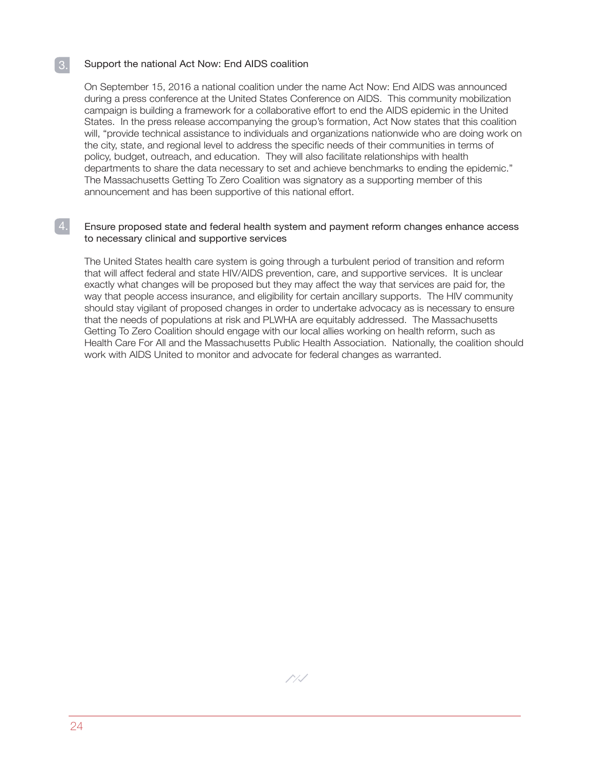3. Support the national Act Now: End AIDS coalition

On September 15, 2016 a national coalition under the name Act Now: End AIDS was announced during a press conference at the United States Conference on AIDS. This community mobilization campaign is building a framework for a collaborative effort to end the AIDS epidemic in the United States. In the press release accompanying the group's formation, Act Now states that this coalition will, "provide technical assistance to individuals and organizations nationwide who are doing work on the city, state, and regional level to address the specific needs of their communities in terms of policy, budget, outreach, and education. They will also facilitate relationships with health departments to share the data necessary to set and achieve benchmarks to ending the epidemic." The Massachusetts Getting To Zero Coalition was signatory as a supporting member of this announcement and has been supportive of this national effort.

4. Ensure proposed state and federal health system and payment reform changes enhance access to necessary clinical and supportive services

The United States health care system is going through a turbulent period of transition and reform that will affect federal and state HIV/AIDS prevention, care, and supportive services. It is unclear exactly what changes will be proposed but they may affect the way that services are paid for, the way that people access insurance, and eligibility for certain ancillary supports. The HIV community should stay vigilant of proposed changes in order to undertake advocacy as is necessary to ensure that the needs of populations at risk and PLWHA are equitably addressed. The Massachusetts Getting To Zero Coalition should engage with our local allies working on health reform, such as Health Care For All and the Massachusetts Public Health Association. Nationally, the coalition should work with AIDS United to monitor and advocate for federal changes as warranted.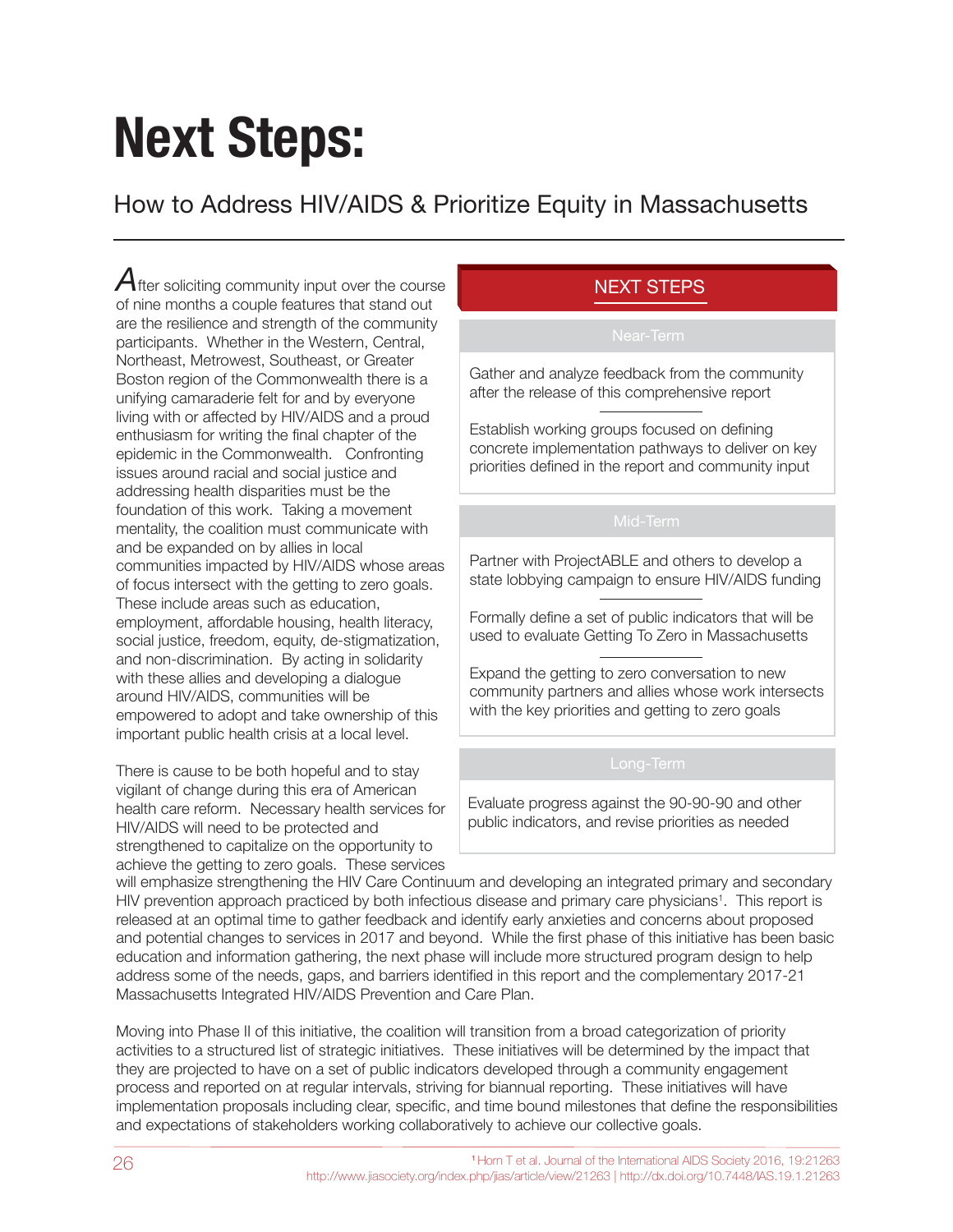# Next Steps:

## How to Address HIV/AIDS & Prioritize Equity in Massachusetts

After soliciting community input over the course of nine months a couple features that stand out are the resilience and strength of the community participants. Whether in the Western, Central, Northeast, Metrowest, Southeast, or Greater Boston region of the Commonwealth there is a unifying camaraderie felt for and by everyone living with or affected by HIV/AIDS and a proud enthusiasm for writing the final chapter of the epidemic in the Commonwealth. Confronting issues around racial and social justice and addressing health disparities must be the foundation of this work. Taking a movement mentality, the coalition must communicate with and be expanded on by allies in local communities impacted by HIV/AIDS whose areas of focus intersect with the getting to zero goals. These include areas such as education, employment, affordable housing, health literacy, social justice, freedom, equity, de-stigmatization, and non-discrimination. By acting in solidarity with these allies and developing a dialogue around HIV/AIDS, communities will be empowered to adopt and take ownership of this important public health crisis at a local level.

### NEXT STEPS

**Near-Term**

- Gather and analyze feedback from the community after the release of this comprehensive report
- Establish working groups focused on defining concrete implementation pathways to deliver on key priorities defined in the report and community input

**Mid-Term**

- Partner with ProjectABLE and others to develop a state lobbying campaign to ensure HIV/AIDS funding
- Formally define a set of public indicators that will be used to evaluate Getting To Zero in Massachusetts
- Expand the getting to zero conversation to new community partners and allies whose work intersects with the key priorities and getting to zero goals

**Long-Term**

- Evaluate progress against the 90-90-90 and other public indicators, and revise priorities as needed

There is cause to be both hopeful and to stay vigilant of change during this era of American health care reform. Necessary health services for HIV/AIDS will need to be protected and strengthened to capitalize on the opportunity to achieve the getting to zero goals. These services will emphasize strengthening the HIV Care Continuum and developing an integrated primary and secondary HIV prevention approach practiced by both infectious disease and primary care physicians[1]. This report is released at an optimal time to gather feedback and identify early anxieties and concerns about proposed and potential changes to services in 2017 and beyond. While the first phase of this initiative has been basic education and information gathering, the next phase will include more structured program design to help address some of the needs, gaps, and barriers identified in this report and the complementary 2017-21 Massachusetts Integrated HIV/AIDS Prevention and Care Plan.

Moving into Phase II of this initiative, the coalition will transition from a broad categorization of priority activities to a structured list of strategic initiatives. These initiatives will be determined by the impact that they are projected to have on a set of public indicators developed through a community engagement process and reported on at regular intervals, striving for biannual reporting. These initiatives will have implementation proposals including clear, specific, and time bound milestones that define the responsibilities and expectations of stakeholders working collaboratively to achieve our collective goals.

[1] Horn T et al. Journal of the International AIDS Society 2016, 19:21263 http://www.jiasociety.org/index.php/jias/article/view/21263 | http://dx.doi.org/10.7448/IAS.19.1.21263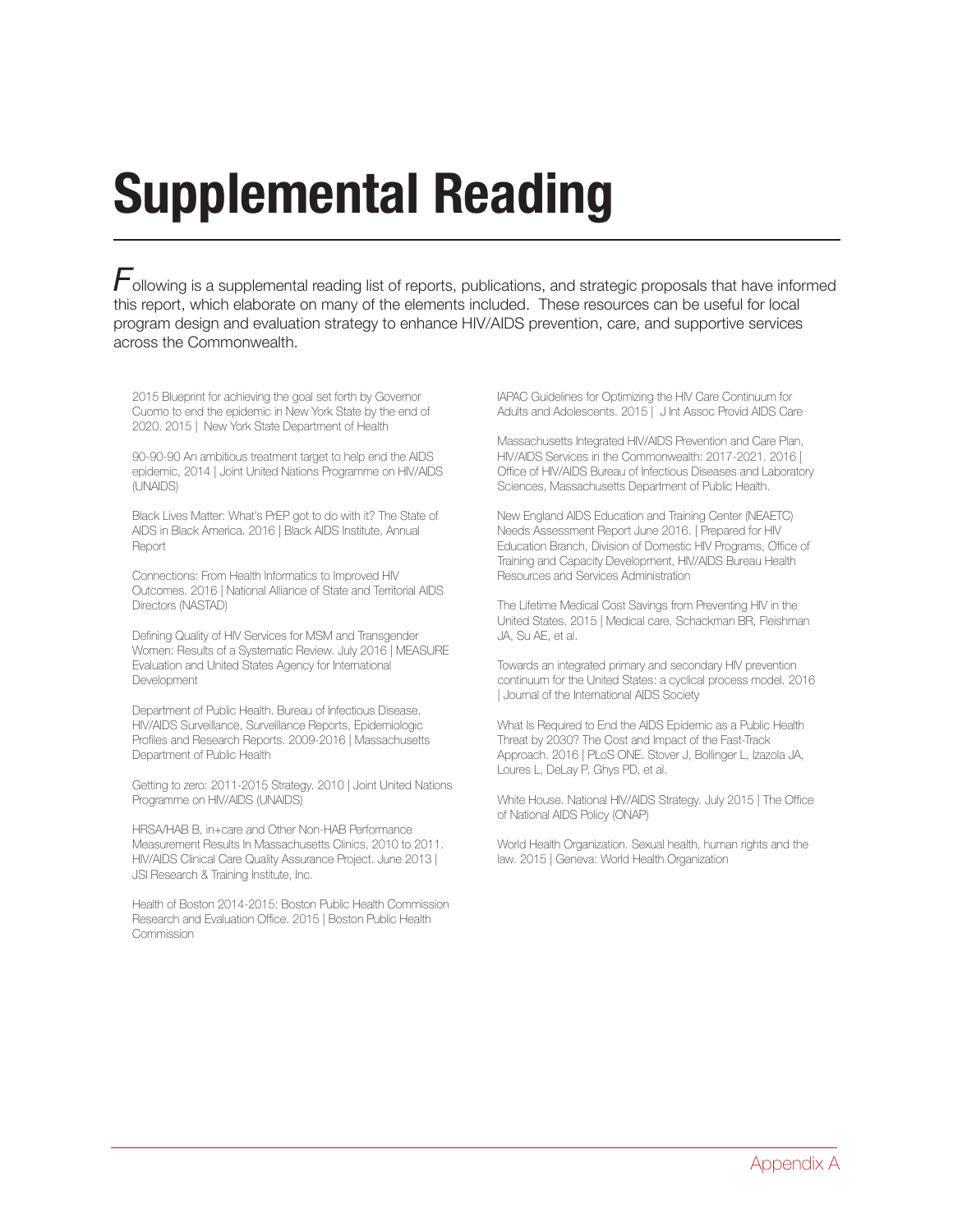# Supplemental Reading

Following is a supplemental reading list of reports, publications, and strategic proposals that have informed this report, which elaborate on many of the elements included. These resources can be useful for local program design and evaluation strategy to enhance HIV/AIDS prevention, care, and supportive services across the Commonwealth.

2015 Blueprint for achieving the goal set forth by Governor Cuomo to end the epidemic in New York State by the end of 2020. 2015 | New York State Department of Health

90-90-90 An ambitious treatment target to help end the AIDS epidemic, 2014 | Joint United Nations Programme on HIV/AIDS (UNAIDS)

Black Lives Matter: What's PrEP got to do with it? The State of AIDS in Black America. 2016 | Black AIDS Institute, Annual Report

Connections: From Health Informatics to Improved HIV Outcomes. 2016 | National Alliance of State and Territorial AIDS Directors (NASTAD)

Defining Quality of HIV Services for MSM and Transgender Women: Results of a Systematic Review. July 2016 | MEASURE Evaluation and United States Agency for International Development

Department of Public Health. Bureau of Infectious Disease. HIV/AIDS Surveillance, Surveillance Reports, Epidemiologic Profiles and Research Reports. 2009-2016 | Massachusetts Department of Public Health

Getting to zero: 2011-2015 Strategy. 2010 | Joint United Nations Programme on HIV/AIDS (UNAIDS)

HRSA/HAB B, in+care and Other Non-HAB Performance Measurement Results In Massachusetts Clinics, 2010 to 2011. HIV/AIDS Clinical Care Quality Assurance Project. June 2013 | JSI Research & Training Institute, Inc.

Health of Boston 2014-2015: Boston Public Health Commission Research and Evaluation Office. 2015 | Boston Public Health Commission

IAPAC Guidelines for Optimizing the HIV Care Continuum for Adults and Adolescents. 2015 | J Int Assoc Provid AIDS Care

Massachusetts Integrated HIV/AIDS Prevention and Care Plan, HIV/AIDS Services in the Commonwealth: 2017-2021. 2016 | Office of HIV/AIDS Bureau of Infectious Diseases and Laboratory Sciences, Massachusetts Department of Public Health.

New England AIDS Education and Training Center (NEAETC) Needs Assessment Report June 2016. | Prepared for HIV Education Branch, Division of Domestic HIV Programs, Office of Training and Capacity Development, HIV/AIDS Bureau Health Resources and Services Administration

The Lifetime Medical Cost Savings from Preventing HIV in the United States. 2015 | Medical care. Schackman BR, Fleishman JA, Su AE, et al.

Towards an integrated primary and secondary HIV prevention continuum for the United States: a cyclical process model. 2016 | Journal of the International AIDS Society

What Is Required to End the AIDS Epidemic as a Public Health Threat by 2030? The Cost and Impact of the Fast-Track Approach. 2016 | PLoS ONE. Stover J, Bollinger L, Izazola JA, Loures L, DeLay P, Ghys PD, et al.

White House. National HIV/AIDS Strategy. July 2015 | The Office of National AIDS Policy (ONAP)

World Health Organization. Sexual health, human rights and the law. 2015 | Geneva: World Health Organization

Appendix A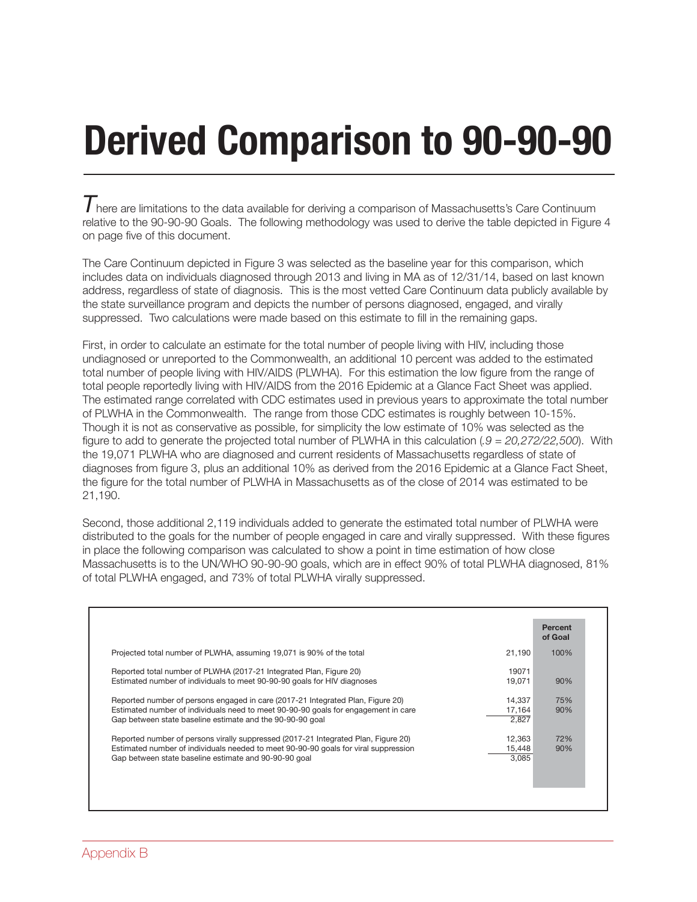# Derived Comparison to 90-90-90

There are limitations to the data available for deriving a comparison of Massachusetts's Care Continuum relative to the 90-90-90 Goals. The following methodology was used to derive the table depicted in Figure 4 on page five of this document.

The Care Continuum depicted in Figure 3 was selected as the baseline year for this comparison, which includes data on individuals diagnosed through 2013 and living in MA as of 12/31/14, based on last known address, regardless of state of diagnosis. This is the most vetted Care Continuum data publicly available by the state surveillance program and depicts the number of persons diagnosed, engaged, and virally suppressed. Two calculations were made based on this estimate to fill in the remaining gaps.

First, in order to calculate an estimate for the total number of people living with HIV, including those undiagnosed or unreported to the Commonwealth, an additional 10 percent was added to the estimated total number of people living with HIV/AIDS (PLWHA). For this estimation the low figure from the range of total people reportedly living with HIV/AIDS from the 2016 Epidemic at a Glance Fact Sheet was applied. The estimated range correlated with CDC estimates used in previous years to approximate the total number of PLWHA in the Commonwealth. The range from those CDC estimates is roughly between 10-15%. Though it is not as conservative as possible, for simplicity the low estimate of 10% was selected as the figure to add to generate the projected total number of PLWHA in this calculation (*.9 = 20,272/22,500*). With the 19,071 PLWHA who are diagnosed and current residents of Massachusetts regardless of state of diagnoses from figure 3, plus an additional 10% as derived from the 2016 Epidemic at a Glance Fact Sheet, the figure for the total number of PLWHA in Massachusetts as of the close of 2014 was estimated to be 21,190.

Second, those additional 2,119 individuals added to generate the estimated total number of PLWHA were distributed to the goals for the number of people engaged in care and virally suppressed. With these figures in place the following comparison was calculated to show a point in time estimation of how close Massachusetts is to the UN/WHO 90-90-90 goals, which are in effect 90% of total PLWHA diagnosed, 81% of total PLWHA engaged, and 73% of total PLWHA virally suppressed.

| | | Percent of Goal |
|---|---|---|
| Projected total number of PLWHA, assuming 19,071 is 90% of the total | 21,190 | 100% |
| Reported total number of PLWHA (2017-21 Integrated Plan, Figure 20) | 19071 | |
| Estimated number of individuals to meet 90-90-90 goals for HIV diagnoses | 19,071 | 90% |
| Reported number of persons engaged in care (2017-21 Integrated Plan, Figure 20) | 14,337 | 75% |
| Estimated number of individuals need to meet 90-90-90 goals for engagement in care | 17,164 | 90% |
| Gap between state baseline estimate and the 90-90-90 goal | 2,827 | |
| Reported number of persons virally suppressed (2017-21 Integrated Plan, Figure 20) | 12,363 | 72% |
| Estimated number of individuals needed to meet 90-90-90 goals for viral suppression | 15,448 | 90% |
| Gap between state baseline estimate and 90-90-90 goal | 3,085 | |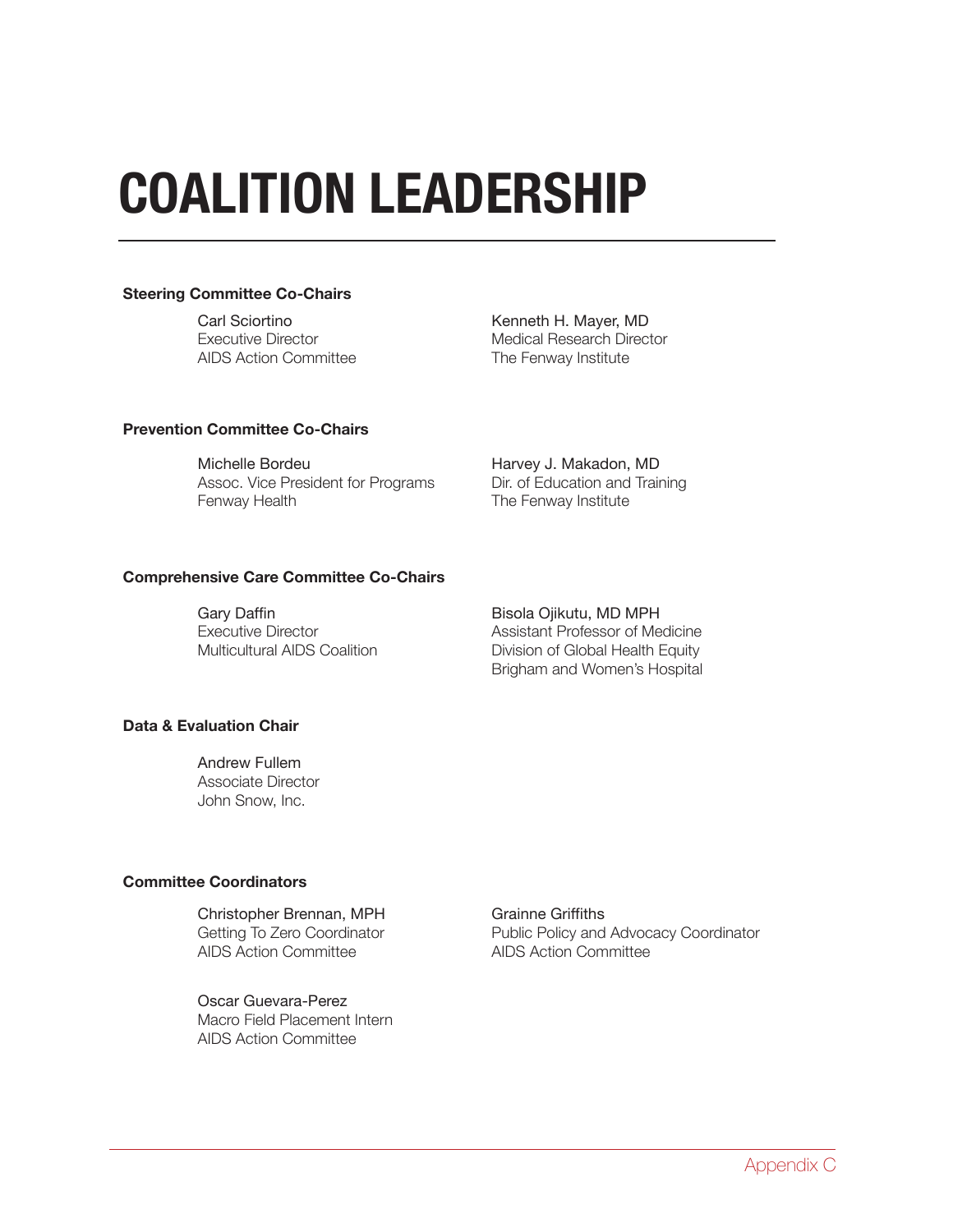# COALITION LEADERSHIP

**Steering Committee Co-Chairs**

Carl Sciortino
Executive Director
AIDS Action Committee

Kenneth H. Mayer, MD
Medical Research Director
The Fenway Institute

**Prevention Committee Co-Chairs**

Michelle Bordeu
Assoc. Vice President for Programs
Fenway Health

Harvey J. Makadon, MD
Dir. of Education and Training
The Fenway Institute

**Comprehensive Care Committee Co-Chairs**

Gary Daffin
Executive Director
Multicultural AIDS Coalition

Bisola Ojikutu, MD MPH
Assistant Professor of Medicine
Division of Global Health Equity
Brigham and Women's Hospital

**Data & Evaluation Chair**

Andrew Fullem
Associate Director
John Snow, Inc.

**Committee Coordinators**

Christopher Brennan, MPH
Getting To Zero Coordinator
AIDS Action Committee

Grainne Griffiths
Public Policy and Advocacy Coordinator
AIDS Action Committee

Oscar Guevara-Perez
Macro Field Placement Intern
AIDS Action Committee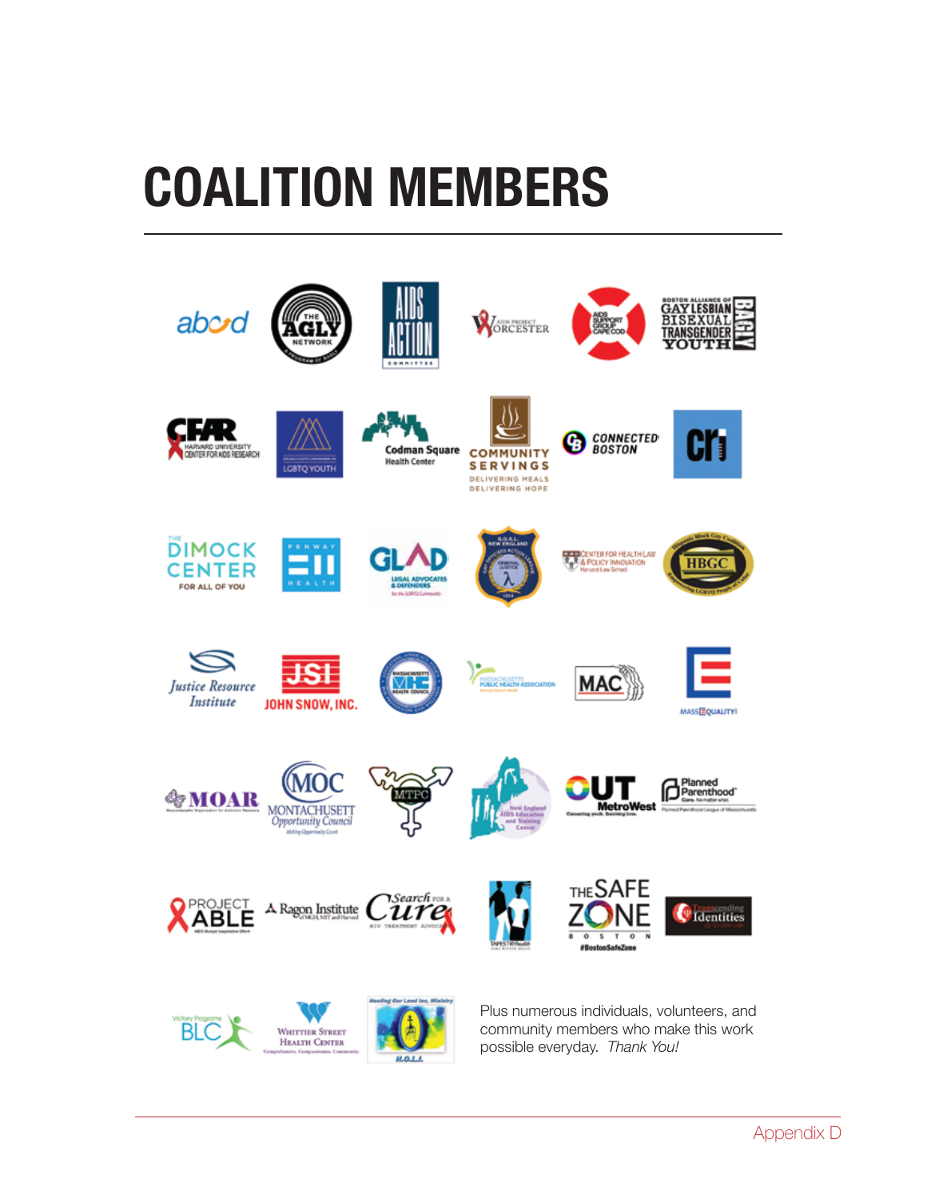# COALITION MEMBERS

Plus numerous individuals, volunteers, and community members who make this work possible everyday. *Thank You!*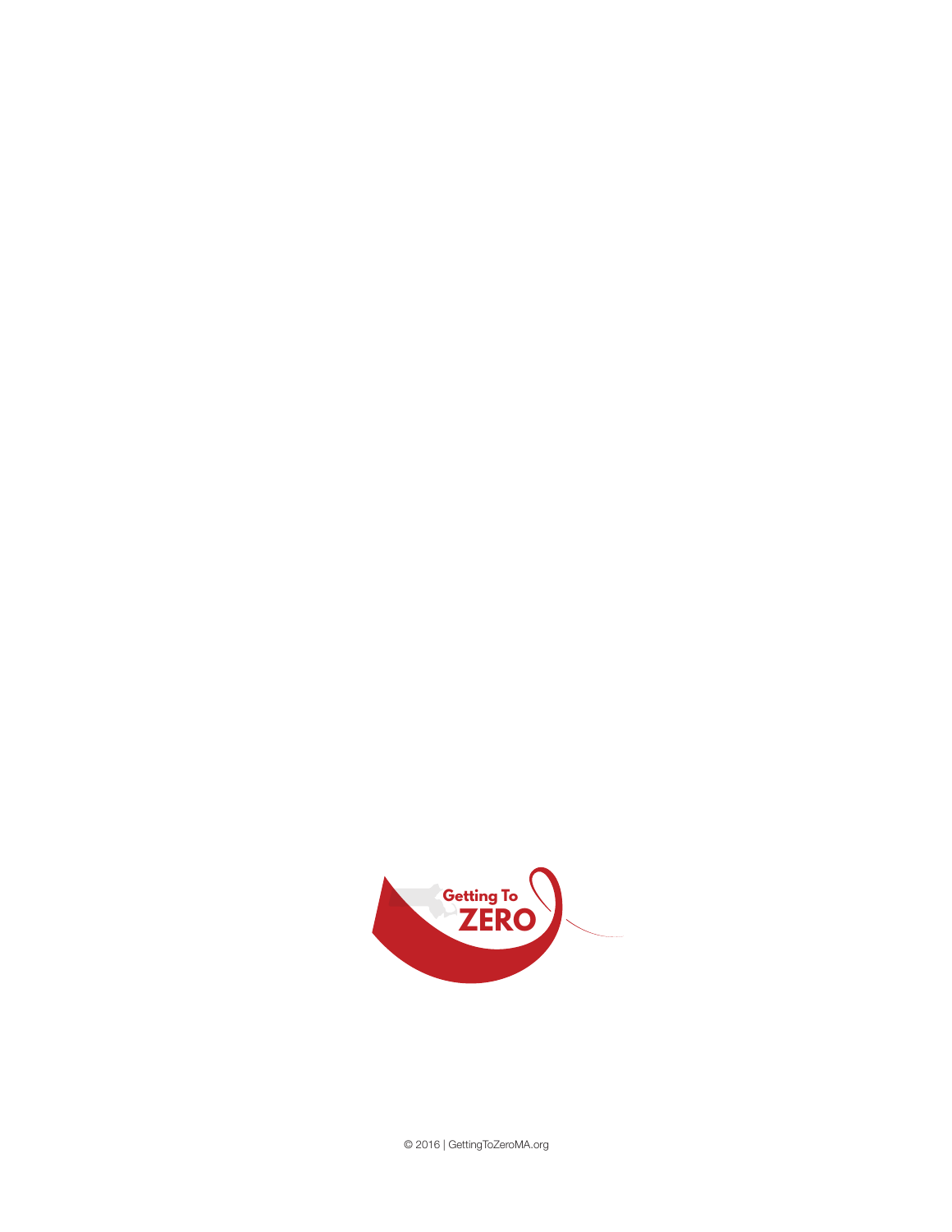Getting To ZERO

© 2016 | GettingToZeroMA.org